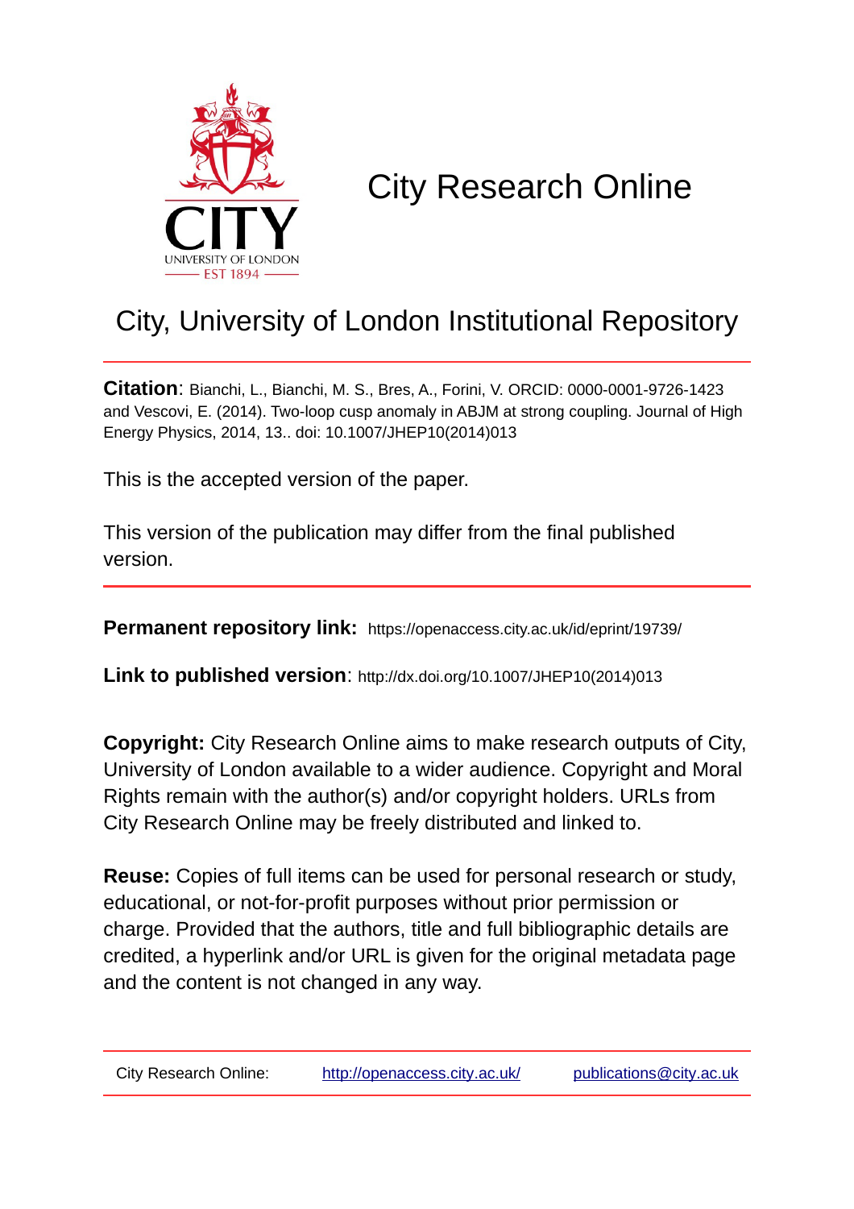# City Research Online

## City, University of London Institutional Repository

**Citation**: Bianchi, L., Bianchi, M. S., Bres, A., Forini, V. ORCID: 0000-0001-9726-1423 and Vescovi, E. (2014). Two-loop cusp anomaly in ABJM at strong coupling. Journal of High Energy Physics, 2014, 13.. doi: 10.1007/JHEP10(2014)013

This is the accepted version of the paper.

This version of the publication may differ from the final published version.

**Permanent repository link:** https://openaccess.city.ac.uk/id/eprint/19739/

**Link to published version**: http://dx.doi.org/10.1007/JHEP10(2014)013

**Copyright:** City Research Online aims to make research outputs of City, University of London available to a wider audience. Copyright and Moral Rights remain with the author(s) and/or copyright holders. URLs from City Research Online may be freely distributed and linked to.

**Reuse:** Copies of full items can be used for personal research or study, educational, or not-for-profit purposes without prior permission or charge. Provided that the authors, title and full bibliographic details are credited, a hyperlink and/or URL is given for the original metadata page and the content is not changed in any way.

City Research Online: http://openaccess.city.ac.uk/ publications@city.ac.uk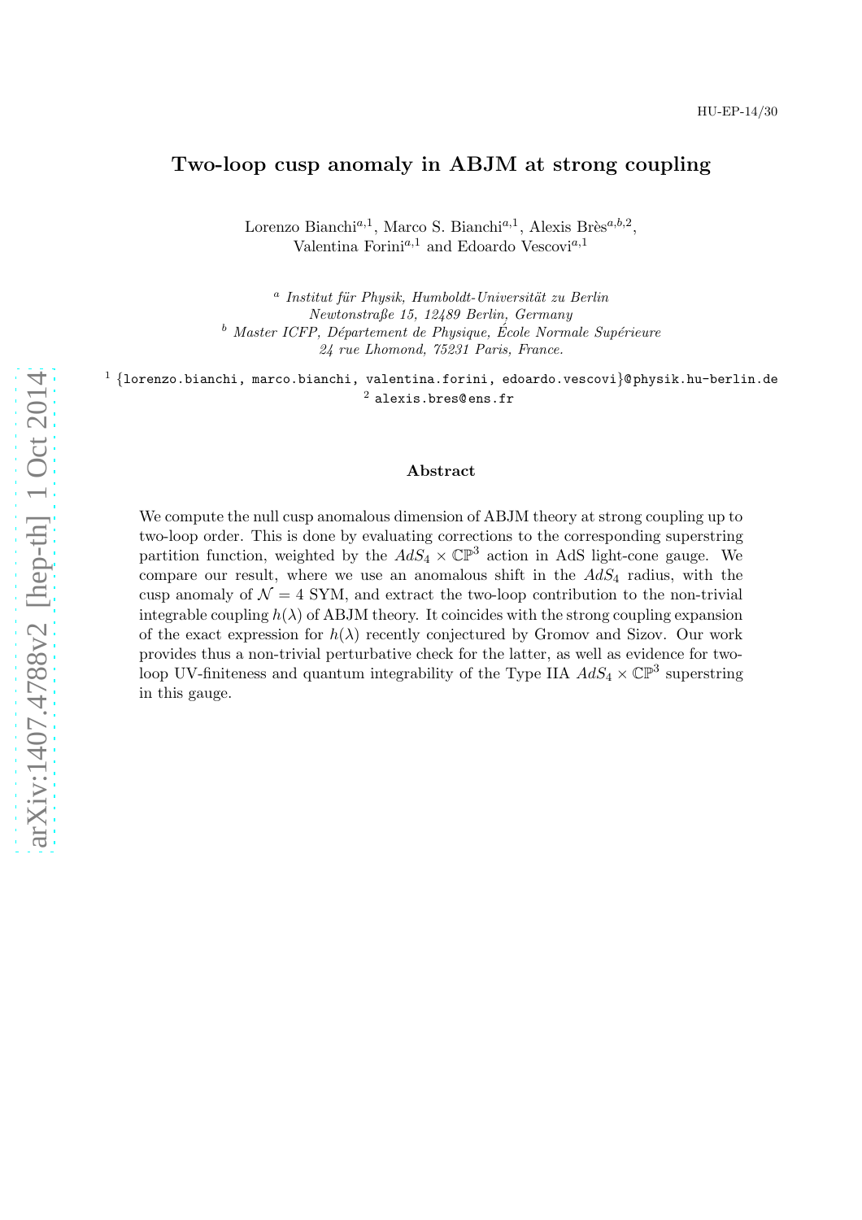HU-EP-14/30

# Two-loop cusp anomaly in ABJM at strong coupling

Lorenzo Bianchi[a,1], Marco S. Bianchi[a,1], Alexis Brès[a,b,2], Valentina Forini[a,1] and Edoardo Vescovi[a,1]

[a] *Institut für Physik, Humboldt-Universität zu Berlin*
*Newtonstraße 15, 12489 Berlin, Germany*
[b] *Master ICFP, Département de Physique, École Normale Supérieure*
*24 rue Lhomond, 75231 Paris, France.*

[1] {lorenzo.bianchi, marco.bianchi, valentina.forini, edoardo.vescovi}@physik.hu-berlin.de
[2] alexis.bres@ens.fr

arXiv:1407.4788v2 [hep-th] 1 Oct 2014

## Abstract

We compute the null cusp anomalous dimension of ABJM theory at strong coupling up to two-loop order. This is done by evaluating corrections to the corresponding superstring partition function, weighted by the $AdS_4 \times \mathbb{CP}^3$ action in AdS light-cone gauge. We compare our result, where we use an anomalous shift in the $AdS_4$ radius, with the cusp anomaly of $\mathcal{N} = 4$ SYM, and extract the two-loop contribution to the non-trivial integrable coupling $h(\lambda)$ of ABJM theory. It coincides with the strong coupling expansion of the exact expression for $h(\lambda)$ recently conjectured by Gromov and Sizov. Our work provides thus a non-trivial perturbative check for the latter, as well as evidence for two-loop UV-finiteness and quantum integrability of the Type IIA $AdS_4 \times \mathbb{CP}^3$ superstring in this gauge.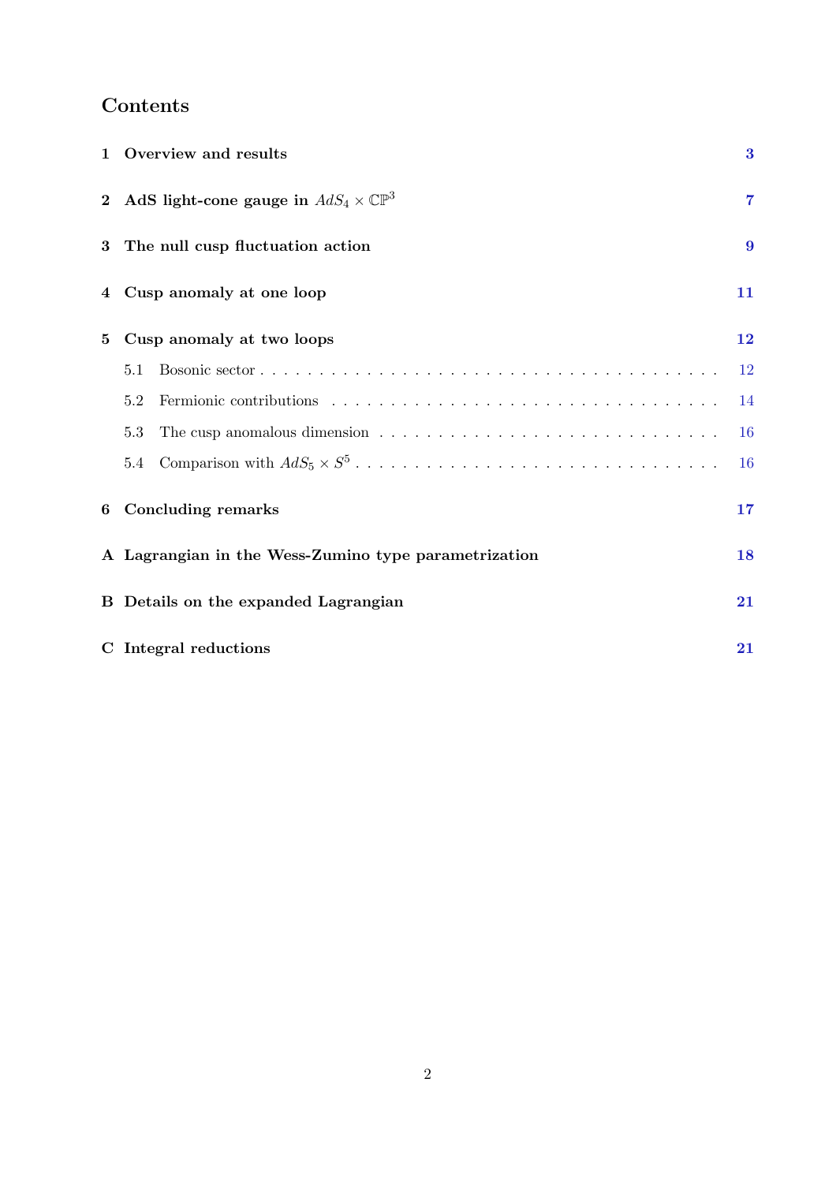## Contents

1 **Overview and results** 3

2 **AdS light-cone gauge in $AdS_4 \times \mathbb{CP}^3$** 7

3 **The null cusp fluctuation action** 9

4 **Cusp anomaly at one loop** 11

5 **Cusp anomaly at two loops** 12

- 5.1 Bosonic sector 12
- 5.2 Fermionic contributions 14
- 5.3 The cusp anomalous dimension 16
- 5.4 Comparison with $AdS_5 \times S^5$ 16

6 **Concluding remarks** 17

A **Lagrangian in the Wess-Zumino type parametrization** 18

B **Details on the expanded Lagrangian** 21

C **Integral reductions** 21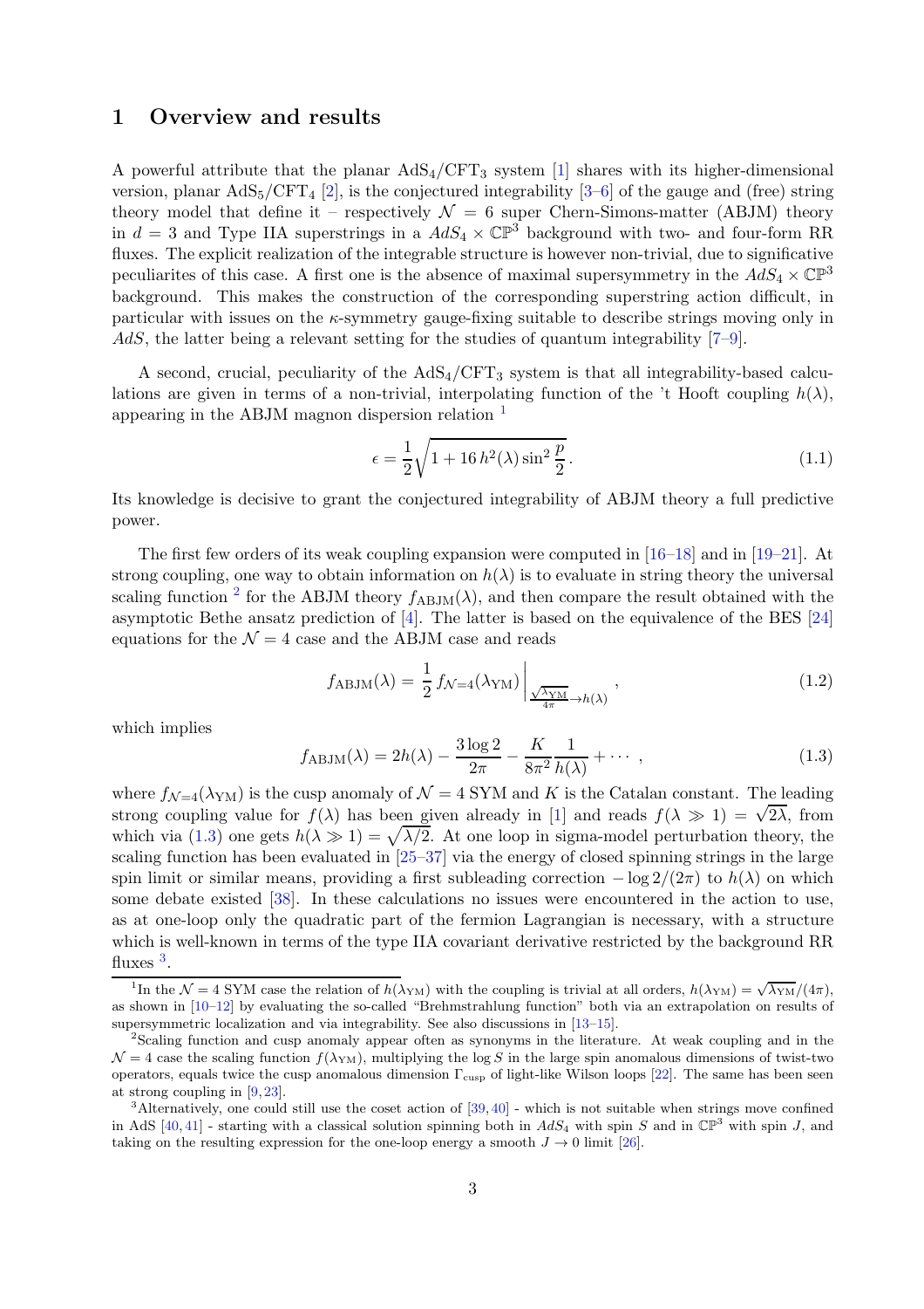# 1 Overview and results

A powerful attribute that the planar AdS$_4$/CFT$_3$ system [1] shares with its higher-dimensional version, planar AdS$_5$/CFT$_4$ [2], is the conjectured integrability [3–6] of the gauge and (free) string theory model that define it – respectively $\mathcal{N} = 6$ super Chern-Simons-matter (ABJM) theory in $d = 3$ and Type IIA superstrings in a $AdS_4 \times \mathbb{CP}^3$ background with two- and four-form RR fluxes. The explicit realization of the integrable structure is however non-trivial, due to significative peculiarites of this case. A first one is the absence of maximal supersymmetry in the $AdS_4 \times \mathbb{CP}^3$ background. This makes the construction of the corresponding superstring action difficult, in particular with issues on the $\kappa$-symmetry gauge-fixing suitable to describe strings moving only in $AdS$, the latter being a relevant setting for the studies of quantum integrability [7–9].

A second, crucial, peculiarity of the AdS$_4$/CFT$_3$ system is that all integrability-based calculations are given in terms of a non-trivial, interpolating function of the 't Hooft coupling $h(\lambda)$, appearing in the ABJM magnon dispersion relation [1]

$$\epsilon = \frac{1}{2}\sqrt{1 + 16\, h^2(\lambda) \sin^2 \frac{p}{2}}\,. \tag{1.1}$$

Its knowledge is decisive to grant the conjectured integrability of ABJM theory a full predictive power.

The first few orders of its weak coupling expansion were computed in [16–18] and in [19–21]. At strong coupling, one way to obtain information on $h(\lambda)$ is to evaluate in string theory the universal scaling function [2] for the ABJM theory $f_{\rm ABJM}(\lambda)$, and then compare the result obtained with the asymptotic Bethe ansatz prediction of [4]. The latter is based on the equivalence of the BES [24] equations for the $\mathcal{N} = 4$ case and the ABJM case and reads

$$f_{\rm ABJM}(\lambda) = \frac{1}{2}\, f_{\mathcal{N}=4}(\lambda_{\rm YM})\bigg|_{\frac{\sqrt{\lambda_{\rm YM}}}{4\pi} \to h(\lambda)}\,, \tag{1.2}$$

which implies

$$f_{\rm ABJM}(\lambda) = 2h(\lambda) - \frac{3\log 2}{2\pi} - \frac{K}{8\pi^2}\frac{1}{h(\lambda)} + \cdots\,, \tag{1.3}$$

where $f_{\mathcal{N}=4}(\lambda_{\rm YM})$ is the cusp anomaly of $\mathcal{N} = 4$ SYM and $K$ is the Catalan constant. The leading strong coupling value for $f(\lambda)$ has been given already in [1] and reads $f(\lambda \gg 1) = \sqrt{2\lambda}$, from which via (1.3) one gets $h(\lambda \gg 1) = \sqrt{\lambda/2}$. At one loop in sigma-model perturbation theory, the scaling function has been evaluated in [25–37] via the energy of closed spinning strings in the large spin limit or similar means, providing a first subleading correction $-\log 2/(2\pi)$ to $h(\lambda)$ on which some debate existed [38]. In these calculations no issues were encountered in the action to use, as at one-loop only the quadratic part of the fermion Lagrangian is necessary, with a structure which is well-known in terms of the type IIA covariant derivative restricted by the background RR fluxes [3].

---

[1] In the $\mathcal{N} = 4$ SYM case the relation of $h(\lambda_{\rm YM})$ with the coupling is trivial at all orders, $h(\lambda_{\rm YM}) = \sqrt{\lambda_{\rm YM}}/(4\pi)$, as shown in [10–12] by evaluating the so-called "Brehmstrahlung function" both via an extrapolation on results of supersymmetric localization and via integrability. See also discussions in [13–15].

[2] Scaling function and cusp anomaly appear often as synonyms in the literature. At weak coupling and in the $\mathcal{N} = 4$ case the scaling function $f(\lambda_{\rm YM})$, multiplying the $\log S$ in the large spin anomalous dimensions of twist-two operators, equals twice the cusp anomalous dimension $\Gamma_{\rm cusp}$ of light-like Wilson loops [22]. The same has been seen at strong coupling in [9, 23].

[3] Alternatively, one could still use the coset action of [39, 40] - which is not suitable when strings move confined in AdS [40, 41] - starting with a classical solution spinning both in $AdS_4$ with spin $S$ and in $\mathbb{CP}^3$ with spin $J$, and taking on the resulting expression for the one-loop energy a smooth $J \to 0$ limit [26].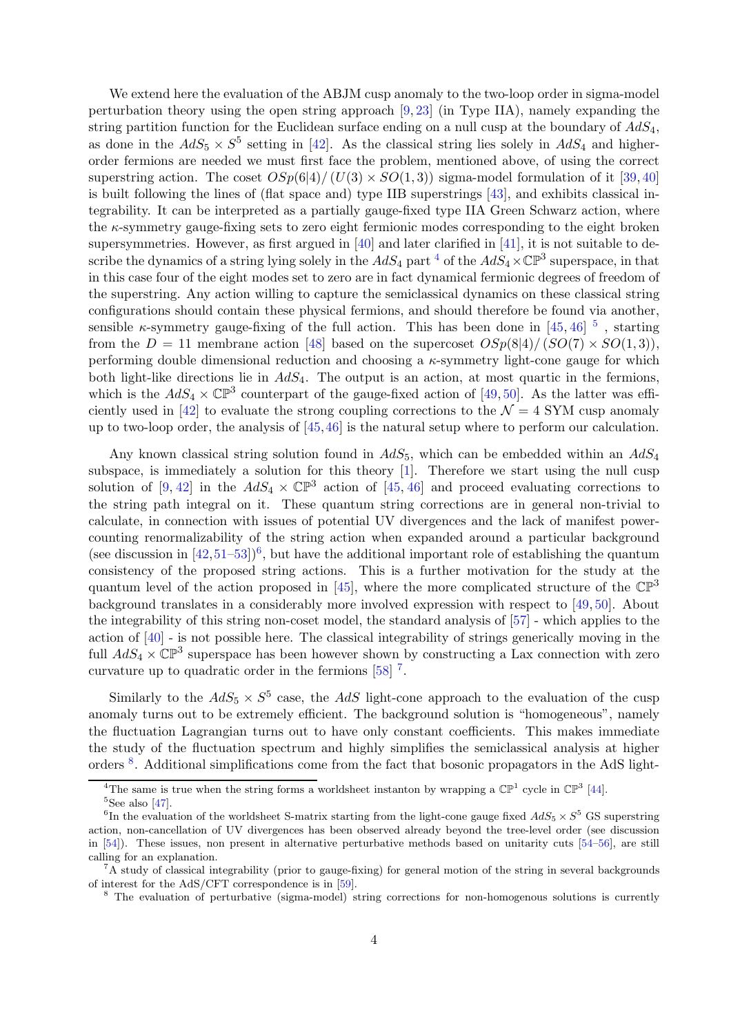We extend here the evaluation of the ABJM cusp anomaly to the two-loop order in sigma-model perturbation theory using the open string approach [9, 23] (in Type IIA), namely expanding the string partition function for the Euclidean surface ending on a null cusp at the boundary of $AdS_4$, as done in the $AdS_5 \times S^5$ setting in [42]. As the classical string lies solely in $AdS_4$ and higher-order fermions are needed we must first face the problem, mentioned above, of using the correct superstring action. The coset $OSp(6|4)/(U(3) \times SO(1,3))$ sigma-model formulation of it [39, 40] is built following the lines of (flat space and) type IIB superstrings [43], and exhibits classical integrability. It can be interpreted as a partially gauge-fixed type IIA Green Schwarz action, where the $\kappa$-symmetry gauge-fixing sets to zero eight fermionic modes corresponding to the eight broken supersymmetries. However, as first argued in [40] and later clarified in [41], it is not suitable to describe the dynamics of a string lying solely in the $AdS_4$ part [4] of the $AdS_4 \times \mathbb{CP}^3$ superspace, in that in this case four of the eight modes set to zero are in fact dynamical fermionic degrees of freedom of the superstring. Any action willing to capture the semiclassical dynamics on these classical string configurations should contain these physical fermions, and should therefore be found via another, sensible $\kappa$-symmetry gauge-fixing of the full action. This has been done in [45, 46] [5], starting from the $D = 11$ membrane action [48] based on the supercoset $OSp(8|4)/(SO(7) \times SO(1,3))$, performing double dimensional reduction and choosing a $\kappa$-symmetry light-cone gauge for which both light-like directions lie in $AdS_4$. The output is an action, at most quartic in the fermions, which is the $AdS_4 \times \mathbb{CP}^3$ counterpart of the gauge-fixed action of [49, 50]. As the latter was efficiently used in [42] to evaluate the strong coupling corrections to the $\mathcal{N} = 4$ SYM cusp anomaly up to two-loop order, the analysis of [45, 46] is the natural setup where to perform our calculation.

Any known classical string solution found in $AdS_5$, which can be embedded within an $AdS_4$ subspace, is immediately a solution for this theory [1]. Therefore we start using the null cusp solution of [9, 42] in the $AdS_4 \times \mathbb{CP}^3$ action of [45, 46] and proceed evaluating corrections to the string path integral on it. These quantum string corrections are in general non-trivial to calculate, in connection with issues of potential UV divergences and the lack of manifest power-counting renormalizability of the string action when expanded around a particular background (see discussion in [42, 51–53])[6], but have the additional important role of establishing the quantum consistency of the proposed string actions. This is a further motivation for the study at the quantum level of the action proposed in [45], where the more complicated structure of the $\mathbb{CP}^3$ background translates in a considerably more involved expression with respect to [49, 50]. About the integrability of this string non-coset model, the standard analysis of [57] - which applies to the action of [40] - is not possible here. The classical integrability of strings generically moving in the full $AdS_4 \times \mathbb{CP}^3$ superspace has been however shown by constructing a Lax connection with zero curvature up to quadratic order in the fermions [58] [7].

Similarly to the $AdS_5 \times S^5$ case, the $AdS$ light-cone approach to the evaluation of the cusp anomaly turns out to be extremely efficient. The background solution is "homogeneous", namely the fluctuation Lagrangian turns out to have only constant coefficients. This makes immediate the study of the fluctuation spectrum and highly simplifies the semiclassical analysis at higher orders [8]. Additional simplifications come from the fact that bosonic propagators in the AdS light-

[4] The same is true when the string forms a worldsheet instanton by wrapping a $\mathbb{CP}^1$ cycle in $\mathbb{CP}^3$ [44].

[5] See also [47].

[6] In the evaluation of the worldsheet S-matrix starting from the light-cone gauge fixed $AdS_5 \times S^5$ GS superstring action, non-cancellation of UV divergences has been observed already beyond the tree-level order (see discussion in [54]). These issues, non present in alternative perturbative methods based on unitarity cuts [54–56], are still calling for an explanation.

[7] A study of classical integrability (prior to gauge-fixing) for general motion of the string in several backgrounds of interest for the AdS/CFT correspondence is in [59].

[8] The evaluation of perturbative (sigma-model) string corrections for non-homogenous solutions is currently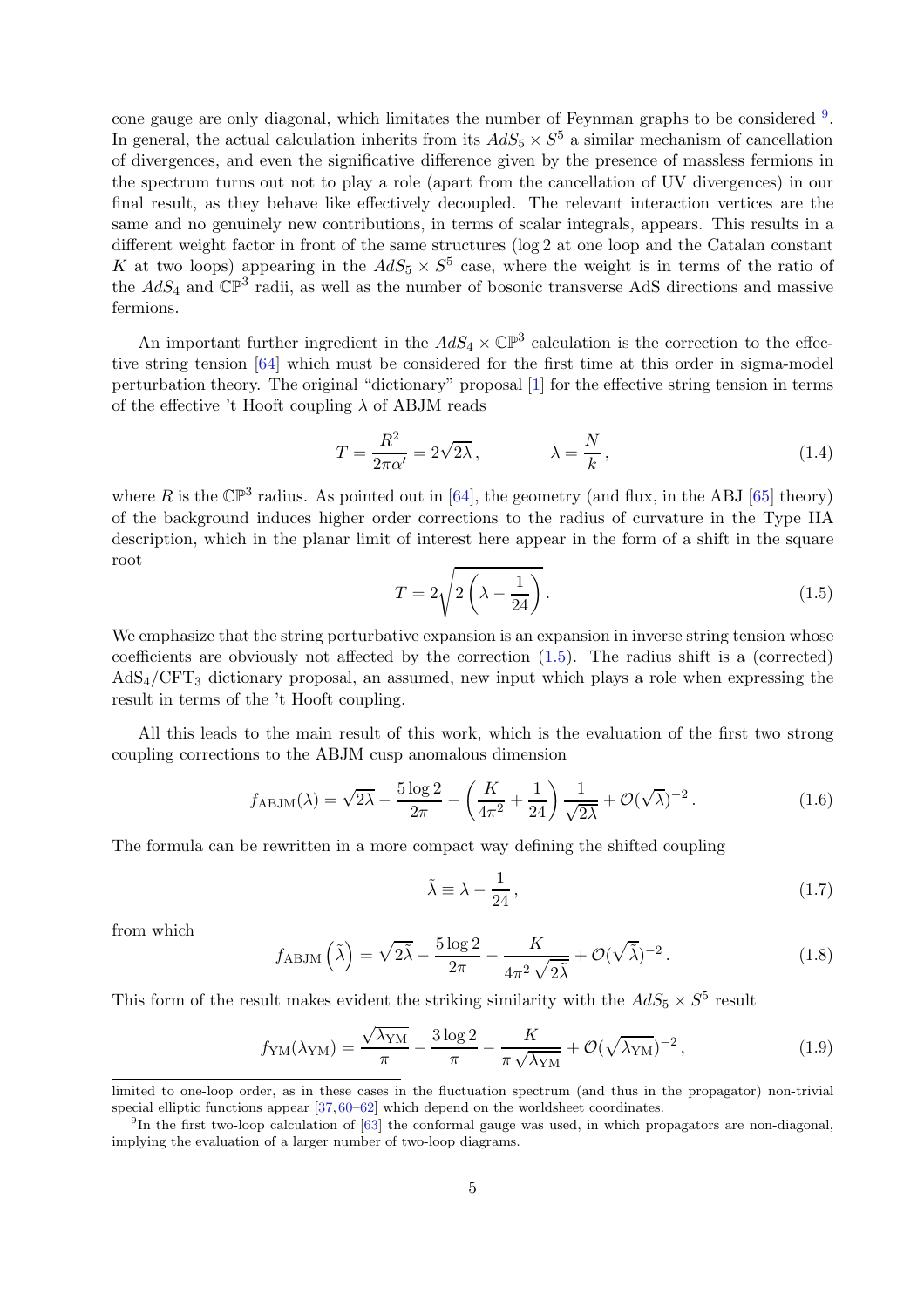cone gauge are only diagonal, which limitates the number of Feynman graphs to be considered [9]. In general, the actual calculation inherits from its $AdS_5 \times S^5$ a similar mechanism of cancellation of divergences, and even the significative difference given by the presence of massless fermions in the spectrum turns out not to play a role (apart from the cancellation of UV divergences) in our final result, as they behave like effectively decoupled. The relevant interaction vertices are the same and no genuinely new contributions, in terms of scalar integrals, appears. This results in a different weight factor in front of the same structures ($\log 2$ at one loop and the Catalan constant $K$ at two loops) appearing in the $AdS_5 \times S^5$ case, where the weight is in terms of the ratio of the $AdS_4$ and $\mathbb{CP}^3$ radii, as well as the number of bosonic transverse AdS directions and massive fermions.

An important further ingredient in the $AdS_4 \times \mathbb{CP}^3$ calculation is the correction to the effective string tension [64] which must be considered for the first time at this order in sigma-model perturbation theory. The original "dictionary" proposal [1] for the effective string tension in terms of the effective 't Hooft coupling $\lambda$ of ABJM reads

$$T = \frac{R^2}{2\pi\alpha'} = 2\sqrt{2\lambda}\,, \qquad\qquad \lambda = \frac{N}{k}\,, \tag{1.4}$$

where $R$ is the $\mathbb{CP}^3$ radius. As pointed out in [64], the geometry (and flux, in the ABJ [65] theory) of the background induces higher order corrections to the radius of curvature in the Type IIA description, which in the planar limit of interest here appear in the form of a shift in the square root

$$T = 2\sqrt{2\left(\lambda - \frac{1}{24}\right)}\,. \tag{1.5}$$

We emphasize that the string perturbative expansion is an expansion in inverse string tension whose coefficients are obviously not affected by the correction (1.5). The radius shift is a (corrected) $\mathrm{AdS}_4/\mathrm{CFT}_3$ dictionary proposal, an assumed, new input which plays a role when expressing the result in terms of the 't Hooft coupling.

All this leads to the main result of this work, which is the evaluation of the first two strong coupling corrections to the ABJM cusp anomalous dimension

$$f_{\mathrm{ABJM}}(\lambda) = \sqrt{2\lambda} - \frac{5\log 2}{2\pi} - \left(\frac{K}{4\pi^2} + \frac{1}{24}\right)\frac{1}{\sqrt{2\lambda}} + \mathcal{O}(\sqrt{\lambda})^{-2}\,. \tag{1.6}$$

The formula can be rewritten in a more compact way defining the shifted coupling

$$\tilde{\lambda} \equiv \lambda - \frac{1}{24}\,, \tag{1.7}$$

from which

$$f_{\mathrm{ABJM}}\left(\tilde{\lambda}\right) = \sqrt{2\tilde{\lambda}} - \frac{5\log 2}{2\pi} - \frac{K}{4\pi^2\sqrt{2\tilde{\lambda}}} + \mathcal{O}(\sqrt{\tilde{\lambda}})^{-2}\,. \tag{1.8}$$

This form of the result makes evident the striking similarity with the $AdS_5 \times S^5$ result

$$f_{\mathrm{YM}}(\lambda_{\mathrm{YM}}) = \frac{\sqrt{\lambda_{\mathrm{YM}}}}{\pi} - \frac{3\log 2}{\pi} - \frac{K}{\pi\sqrt{\lambda_{\mathrm{YM}}}} + \mathcal{O}(\sqrt{\lambda_{\mathrm{YM}}})^{-2}\,, \tag{1.9}$$

limited to one-loop order, as in these cases in the fluctuation spectrum (and thus in the propagator) non-trivial special elliptic functions appear [37, 60–62] which depend on the worldsheet coordinates.

[9] In the first two-loop calculation of [63] the conformal gauge was used, in which propagators are non-diagonal, implying the evaluation of a larger number of two-loop diagrams.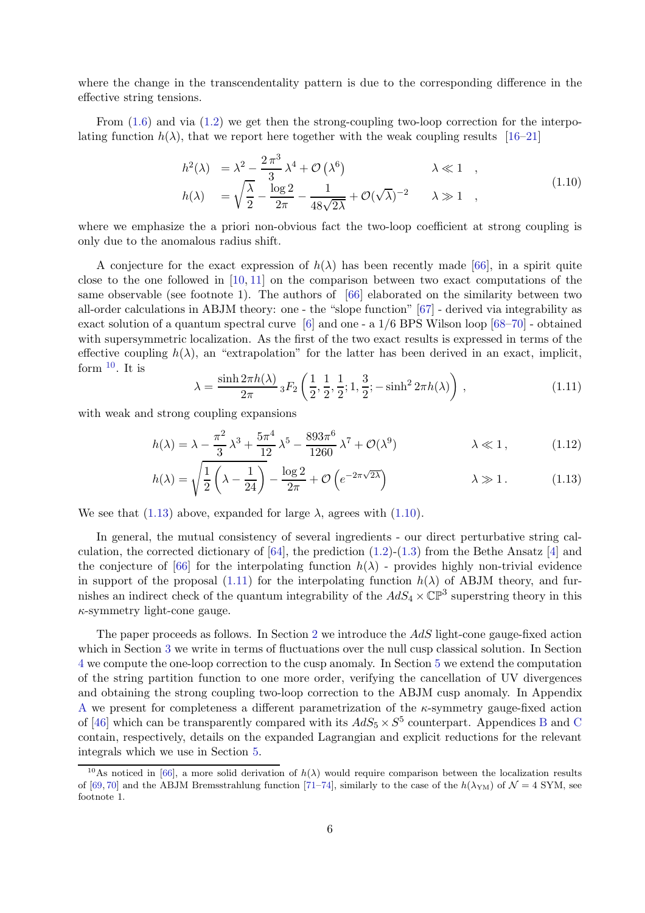where the change in the transcendentality pattern is due to the corresponding difference in the effective string tensions.

From (1.6) and via (1.2) we get then the strong-coupling two-loop correction for the interpolating function $h(\lambda)$, that we report here together with the weak coupling results [16–21]

$$
\begin{aligned}
h^2(\lambda) &= \lambda^2 - \frac{2\,\pi^3}{3}\,\lambda^4 + \mathcal{O}\left(\lambda^6\right) && \lambda \ll 1 \quad , \\
h(\lambda) &= \sqrt{\frac{\lambda}{2}} - \frac{\log 2}{2\pi} - \frac{1}{48\sqrt{2\lambda}} + \mathcal{O}(\sqrt{\lambda})^{-2} && \lambda \gg 1 \quad ,
\end{aligned}
\tag{1.10}
$$

where we emphasize the a priori non-obvious fact the two-loop coefficient at strong coupling is only due to the anomalous radius shift.

A conjecture for the exact expression of $h(\lambda)$ has been recently made [66], in a spirit quite close to the one followed in [10, 11] on the comparison between two exact computations of the same observable (see footnote 1). The authors of [66] elaborated on the similarity between two all-order calculations in ABJM theory: one - the "slope function" [67] - derived via integrability as exact solution of a quantum spectral curve [6] and one - a 1/6 BPS Wilson loop [68–70] - obtained with supersymmetric localization. As the first of the two exact results is expressed in terms of the effective coupling $h(\lambda)$, an "extrapolation" for the latter has been derived in an exact, implicit, form [10]. It is

$$
\lambda = \frac{\sinh 2\pi h(\lambda)}{2\pi}\, {}_3F_2\left(\frac{1}{2}, \frac{1}{2}, \frac{1}{2}; 1, \frac{3}{2}; -\sinh^2 2\pi h(\lambda)\right) , \tag{1.11}
$$

with weak and strong coupling expansions

$$
h(\lambda) = \lambda - \frac{\pi^2}{3}\,\lambda^3 + \frac{5\pi^4}{12}\,\lambda^5 - \frac{893\pi^6}{1260}\,\lambda^7 + \mathcal{O}(\lambda^9) \qquad\qquad \lambda \ll 1\,, \tag{1.12}
$$

$$
h(\lambda) = \sqrt{\frac{1}{2}\left(\lambda - \frac{1}{24}\right)} - \frac{\log 2}{2\pi} + \mathcal{O}\left(e^{-2\pi\sqrt{2\lambda}}\right) \qquad\qquad \lambda \gg 1\,. \tag{1.13}
$$

We see that (1.13) above, expanded for large $\lambda$, agrees with (1.10).

In general, the mutual consistency of several ingredients - our direct perturbative string calculation, the corrected dictionary of [64], the prediction (1.2)-(1.3) from the Bethe Ansatz [4] and the conjecture of [66] for the interpolating function $h(\lambda)$ - provides highly non-trivial evidence in support of the proposal (1.11) for the interpolating function $h(\lambda)$ of ABJM theory, and furnishes an indirect check of the quantum integrability of the $AdS_4 \times \mathbb{CP}^3$ superstring theory in this $\kappa$-symmetry light-cone gauge.

The paper proceeds as follows. In Section 2 we introduce the $AdS$ light-cone gauge-fixed action which in Section 3 we write in terms of fluctuations over the null cusp classical solution. In Section 4 we compute the one-loop correction to the cusp anomaly. In Section 5 we extend the computation of the string partition function to one more order, verifying the cancellation of UV divergences and obtaining the strong coupling two-loop correction to the ABJM cusp anomaly. In Appendix A we present for completeness a different parametrization of the $\kappa$-symmetry gauge-fixed action of [46] which can be transparently compared with its $AdS_5 \times S^5$ counterpart. Appendices B and C contain, respectively, details on the expanded Lagrangian and explicit reductions for the relevant integrals which we use in Section 5.

[10] As noticed in [66], a more solid derivation of $h(\lambda)$ would require comparison between the localization results of [69, 70] and the ABJM Bremsstrahlung function [71–74], similarly to the case of the $h(\lambda_{\rm YM})$ of $\mathcal{N} = 4$ SYM, see footnote 1.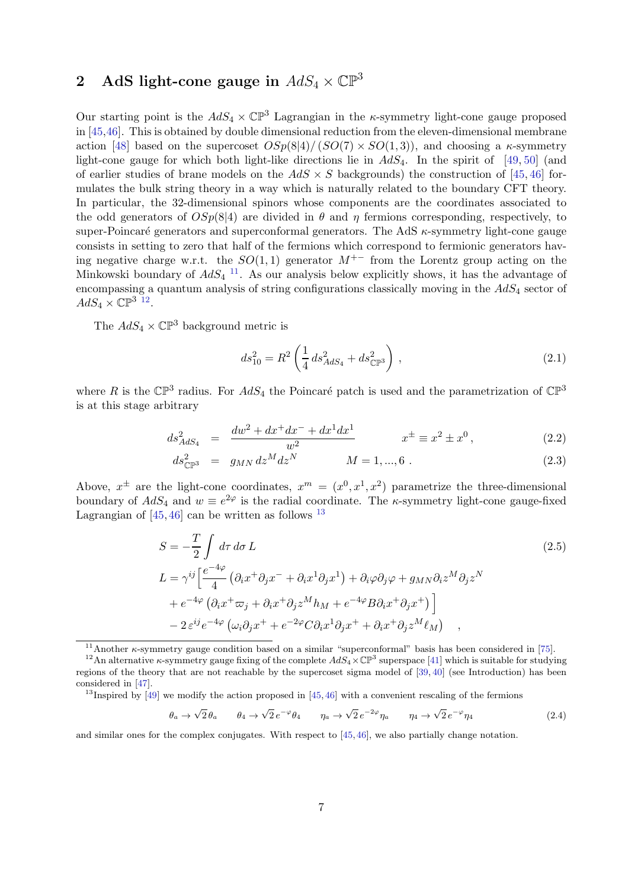## 2 AdS light-cone gauge in $AdS_4 \times \mathbb{CP}^3$

Our starting point is the $AdS_4 \times \mathbb{CP}^3$ Lagrangian in the $\kappa$-symmetry light-cone gauge proposed in [45,46]. This is obtained by double dimensional reduction from the eleven-dimensional membrane action [48] based on the supercoset $OSp(8|4)/(SO(7) \times SO(1,3))$, and choosing a $\kappa$-symmetry light-cone gauge for which both light-like directions lie in $AdS_4$. In the spirit of [49, 50] (and of earlier studies of brane models on the $AdS \times S$ backgrounds) the construction of [45, 46] formulates the bulk string theory in a way which is naturally related to the boundary CFT theory. In particular, the 32-dimensional spinors whose components are the coordinates associated to the odd generators of $OSp(8|4)$ are divided in $\theta$ and $\eta$ fermions corresponding, respectively, to super-Poincaré generators and superconformal generators. The AdS $\kappa$-symmetry light-cone gauge consists in setting to zero that half of the fermions which correspond to fermionic generators having negative charge w.r.t. the $SO(1,1)$ generator $M^{+-}$ from the Lorentz group acting on the Minkowski boundary of $AdS_4$ [11]. As our analysis below explicitly shows, it has the advantage of encompassing a quantum analysis of string configurations classically moving in the $AdS_4$ sector of $AdS_4 \times \mathbb{CP}^3$ [12].

The $AdS_4 \times \mathbb{CP}^3$ background metric is

$$ds^2_{10} = R^2 \left( \frac{1}{4}\, ds^2_{AdS_4} + ds^2_{\mathbb{CP}^3} \right) , \tag{2.1}$$

where $R$ is the $\mathbb{CP}^3$ radius. For $AdS_4$ the Poincaré patch is used and the parametrization of $\mathbb{CP}^3$ is at this stage arbitrary

$$ds^2_{AdS_4} = \frac{dw^2 + dx^+ dx^- + dx^1 dx^1}{w^2} \qquad x^\pm \equiv x^2 \pm x^0 \,, \tag{2.2}$$

$$ds^2_{\mathbb{CP}^3} = g_{MN}\, dz^M dz^N \qquad M = 1, ..., 6 \,. \tag{2.3}$$

Above, $x^\pm$ are the light-cone coordinates, $x^m = (x^0, x^1, x^2)$ parametrize the three-dimensional boundary of $AdS_4$ and $w \equiv e^{2\varphi}$ is the radial coordinate. The $\kappa$-symmetry light-cone gauge-fixed Lagrangian of [45, 46] can be written as follows [13]

$$\begin{aligned}
S = & -\frac{T}{2} \int d\tau\, d\sigma\, L \\
L = & \,\gamma^{ij} \Big[ \frac{e^{-4\varphi}}{4} \left( \partial_i x^+ \partial_j x^- + \partial_i x^1 \partial_j x^1 \right) + \partial_i \varphi \partial_j \varphi + g_{MN} \partial_i z^M \partial_j z^N \\
& + e^{-4\varphi} \left( \partial_i x^+ \varpi_j + \partial_i x^+ \partial_j z^M h_M + e^{-4\varphi} B \partial_i x^+ \partial_j x^+ \right) \Big] \\
& - 2\, \varepsilon^{ij} e^{-4\varphi} \left( \omega_i \partial_j x^+ + e^{-2\varphi} C \partial_i x^1 \partial_j x^+ + \partial_i x^+ \partial_j z^M \ell_M \right) \quad ,
\end{aligned} \tag{2.5}$$

[11] Another $\kappa$-symmetry gauge condition based on a similar "superconformal" basis has been considered in [75].

[12] An alternative $\kappa$-symmetry gauge fixing of the complete $AdS_4 \times \mathbb{CP}^3$ superspace [41] which is suitable for studying regions of the theory that are not reachable by the supercoset sigma model of [39, 40] (see Introduction) has been considered in [47].

[13] Inspired by [49] we modify the action proposed in [45, 46] with a convenient rescaling of the fermions

$$\theta_a \to \sqrt{2}\, \theta_a \qquad \theta_4 \to \sqrt{2}\, e^{-\varphi} \theta_4 \qquad \eta_a \to \sqrt{2}\, e^{-2\varphi} \eta_a \qquad \eta_4 \to \sqrt{2}\, e^{-\varphi} \eta_4 \tag{2.4}$$

and similar ones for the complex conjugates. With respect to [45, 46], we also partially change notation.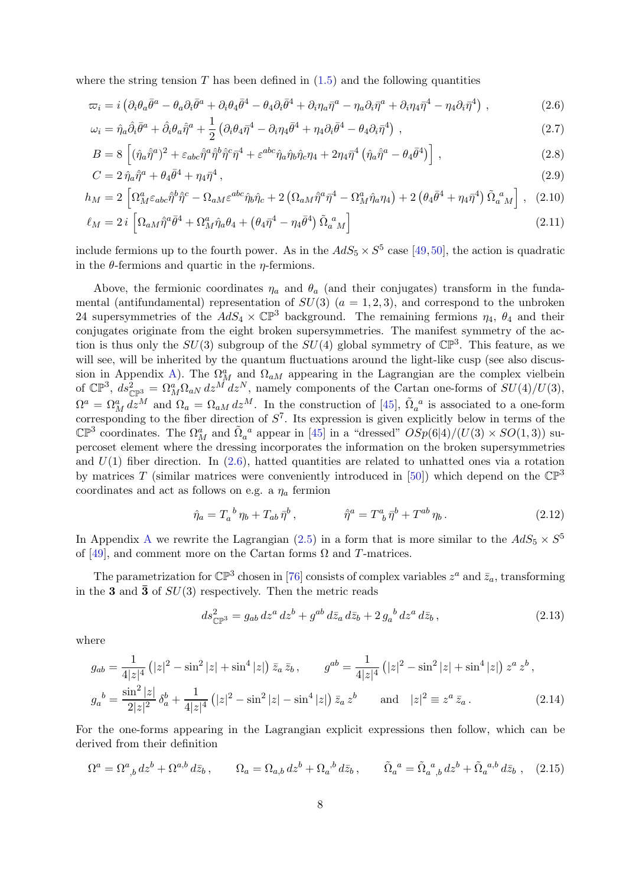where the string tension $T$ has been defined in (1.5) and the following quantities

$$\varpi_i = i\left(\partial_i\theta_a\bar{\theta}^a - \theta_a\partial_i\bar{\theta}^a + \partial_i\theta_4\bar{\theta}^4 - \theta_4\partial_i\bar{\theta}^4 + \partial_i\eta_a\bar{\eta}^a - \eta_a\partial_i\bar{\eta}^a + \partial_i\eta_4\bar{\eta}^4 - \eta_4\partial_i\bar{\eta}^4\right), \tag{2.6}$$

$$\omega_i = \hat{\eta}_a\hat{\partial}_i\bar{\theta}^a + \hat{\partial}_i\theta_a\hat{\bar{\eta}}^a + \frac{1}{2}\left(\partial_i\theta_4\bar{\eta}^4 - \partial_i\eta_4\bar{\theta}^4 + \eta_4\partial_i\bar{\theta}^4 - \theta_4\partial_i\bar{\eta}^4\right), \tag{2.7}$$

$$B = 8\left[(\hat{\eta}_a\hat{\bar{\eta}}^a)^2 + \varepsilon_{abc}\hat{\bar{\eta}}^a\hat{\bar{\eta}}^b\hat{\bar{\eta}}^c\bar{\eta}^4 + \varepsilon^{abc}\hat{\eta}_a\hat{\eta}_b\hat{\eta}_c\eta_4 + 2\eta_4\bar{\eta}^4\left(\hat{\eta}_a\hat{\bar{\eta}}^a - \theta_4\bar{\theta}^4\right)\right], \tag{2.8}$$

$$C = 2\,\hat{\eta}_a\hat{\bar{\eta}}^a + \theta_4\bar{\theta}^4 + \eta_4\bar{\eta}^4\,, \tag{2.9}$$

$$h_M = 2\left[\Omega^a_M\varepsilon_{abc}\hat{\bar{\eta}}^b\hat{\bar{\eta}}^c - \Omega_{aM}\varepsilon^{abc}\hat{\eta}_b\hat{\eta}_c + 2\left(\Omega_{aM}\hat{\bar{\eta}}^a\bar{\eta}^4 - \Omega^a_M\hat{\eta}_a\eta_4\right) + 2\left(\theta_4\bar{\theta}^4 + \eta_4\bar{\eta}^4\right)\tilde{\Omega}_a{}^a{}_M\right], \tag{2.10}$$

$$\ell_M = 2\,i\left[\Omega_{aM}\hat{\bar{\eta}}^a\bar{\theta}^4 + \Omega^a_M\hat{\eta}_a\theta_4 + \left(\theta_4\bar{\eta}^4 - \eta_4\bar{\theta}^4\right)\tilde{\Omega}_a{}^a{}_M\right] \tag{2.11}$$

include fermions up to the fourth power. As in the $AdS_5 \times S^5$ case [49,50], the action is quadratic in the $\theta$-fermions and quartic in the $\eta$-fermions.

Above, the fermionic coordinates $\eta_a$ and $\theta_a$ (and their conjugates) transform in the fundamental (antifundamental) representation of $SU(3)$ ($a = 1,2,3$), and correspond to the unbroken 24 supersymmetries of the $AdS_4 \times \mathbb{CP}^3$ background. The remaining fermions $\eta_4$, $\theta_4$ and their conjugates originate from the eight broken supersymmetries. The manifest symmetry of the action is thus only the $SU(3)$ subgroup of the $SU(4)$ global symmetry of $\mathbb{CP}^3$. This feature, as we will see, will be inherited by the quantum fluctuations around the light-like cusp (see also discussion in Appendix A). The $\Omega^a_M$ and $\Omega_{aM}$ appearing in the Lagrangian are the complex vielbein of $\mathbb{CP}^3$, $ds^2_{\mathbb{CP}^3} = \Omega^a_M\Omega_{aN}\,dz^M dz^N$, namely components of the Cartan one-forms of $SU(4)/U(3)$, $\Omega^a = \Omega^a_M\,dz^M$ and $\Omega_a = \Omega_{aM}\,dz^M$. In the construction of [45], $\tilde{\Omega}_a{}^a$ is associated to a one-form corresponding to the fiber direction of $S^7$. Its expression is given explicitly below in terms of the $\mathbb{CP}^3$ coordinates. The $\Omega^a_M$ and $\tilde{\Omega}_a{}^a$ appear in [45] in a "dressed" $OSp(6|4)/(U(3)\times SO(1,3))$ supercoset element where the dressing incorporates the information on the broken supersymmetries and $U(1)$ fiber direction. In (2.6), hatted quantities are related to unhatted ones via a rotation by matrices $T$ (similar matrices were conveniently introduced in [50]) which depend on the $\mathbb{CP}^3$ coordinates and act as follows on e.g. a $\eta_a$ fermion

$$\hat{\eta}_a = T_a{}^b\,\eta_b + T_{ab}\,\bar{\eta}^b\,, \qquad\qquad \hat{\bar{\eta}}^a = T^a{}_b\,\bar{\eta}^b + T^{ab}\,\eta_b\,. \tag{2.12}$$

In Appendix A we rewrite the Lagrangian (2.5) in a form that is more similar to the $AdS_5 \times S^5$ of [49], and comment more on the Cartan forms $\Omega$ and $T$-matrices.

The parametrization for $\mathbb{CP}^3$ chosen in [76] consists of complex variables $z^a$ and $\bar{z}_a$, transforming in the $\mathbf{3}$ and $\bar{\mathbf{3}}$ of $SU(3)$ respectively. Then the metric reads

$$ds^2_{\mathbb{CP}^3} = g_{ab}\,dz^a\,dz^b + g^{ab}\,d\bar{z}_a\,d\bar{z}_b + 2\,g_a{}^b\,dz^a\,d\bar{z}_b\,, \tag{2.13}$$

where

$$g_{ab} = \frac{1}{4|z|^4}\left(|z|^2 - \sin^2|z| + \sin^4|z|\right)\bar{z}_a\,\bar{z}_b\,, \qquad g^{ab} = \frac{1}{4|z|^4}\left(|z|^2 - \sin^2|z| + \sin^4|z|\right)z^a\,z^b\,,$$
$$g_a{}^b = \frac{\sin^2|z|}{2|z|^2}\,\delta^b_a + \frac{1}{4|z|^4}\left(|z|^2 - \sin^2|z| - \sin^4|z|\right)\bar{z}_a\,z^b \qquad \text{and} \quad |z|^2 \equiv z^a\,\bar{z}_a\,. \tag{2.14}$$

For the one-forms appearing in the Lagrangian explicit expressions then follow, which can be derived from their definition

$$\Omega^a = \Omega^a{}_{,b}\,dz^b + \Omega^{a,b}\,d\bar{z}_b\,, \qquad \Omega_a = \Omega_{a,b}\,dz^b + \Omega_a{}^b\,d\bar{z}_b\,, \qquad \tilde{\Omega}_a{}^a = \tilde{\Omega}_a{}^a{}_{,b}\,dz^b + \tilde{\Omega}_a{}^{a,b}\,d\bar{z}_b\,, \tag{2.15}$$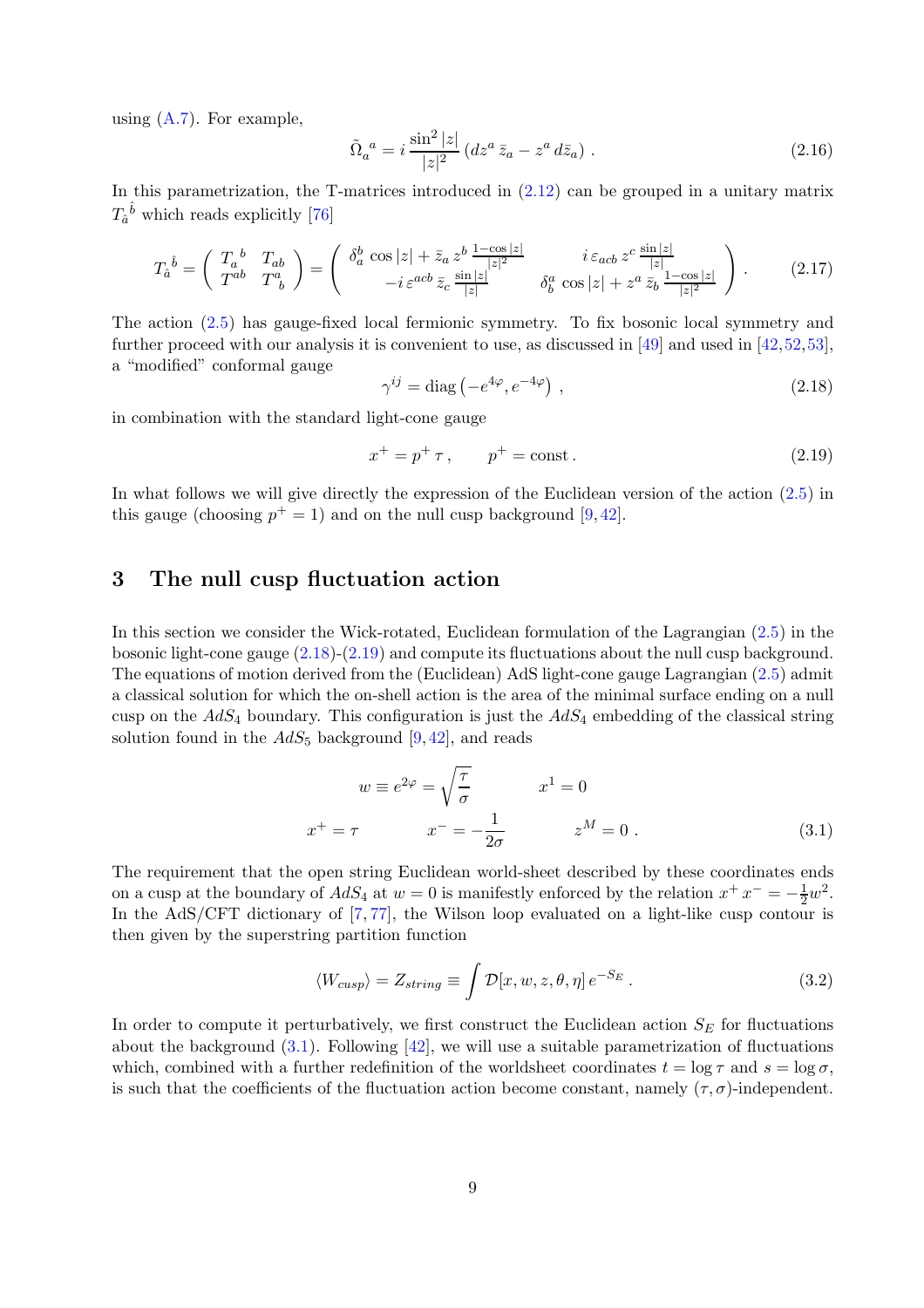using (A.7). For example,

$$
\tilde{\Omega}_a{}^a = i\, \frac{\sin^2 |z|}{|z|^2} \left( dz^a\, \bar{z}_a - z^a\, d\bar{z}_a \right) . \tag{2.16}
$$

In this parametrization, the T-matrices introduced in (2.12) can be grouped in a unitary matrix $T_{\hat{a}}{}^{\hat{b}}$ which reads explicitly [76]

$$
T_{\hat{a}}{}^{\hat{b}} = \begin{pmatrix} T_a{}^b & T_{ab} \\ T^{ab} & T^a{}_b \end{pmatrix} = \begin{pmatrix} \delta_a^b \cos|z| + \bar{z}_a\, z^b\, \frac{1-\cos|z|}{|z|^2} & i\, \varepsilon_{acb}\, z^c\, \frac{\sin|z|}{|z|} \\ -i\, \varepsilon^{acb}\, \bar{z}_c\, \frac{\sin|z|}{|z|} & \delta^a_b \cos|z| + z^a\, \bar{z}_b\, \frac{1-\cos|z|}{|z|^2} \end{pmatrix} . \tag{2.17}
$$

The action (2.5) has gauge-fixed local fermionic symmetry. To fix bosonic local symmetry and further proceed with our analysis it is convenient to use, as discussed in [49] and used in [42,52,53], a "modified" conformal gauge

$$
\gamma^{ij} = \mathrm{diag}\left(-e^{4\varphi}, e^{-4\varphi}\right) , \tag{2.18}
$$

in combination with the standard light-cone gauge

$$
x^+ = p^+\, \tau\,, \qquad p^+ = \mathrm{const}\,. \tag{2.19}
$$

In what follows we will give directly the expression of the Euclidean version of the action (2.5) in this gauge (choosing $p^+ = 1$) and on the null cusp background [9,42].

# 3 The null cusp fluctuation action

In this section we consider the Wick-rotated, Euclidean formulation of the Lagrangian (2.5) in the bosonic light-cone gauge (2.18)-(2.19) and compute its fluctuations about the null cusp background. The equations of motion derived from the (Euclidean) AdS light-cone gauge Lagrangian (2.5) admit a classical solution for which the on-shell action is the area of the minimal surface ending on a null cusp on the $AdS_4$ boundary. This configuration is just the $AdS_4$ embedding of the classical string solution found in the $AdS_5$ background [9,42], and reads

$$
\begin{aligned}
w \equiv e^{2\varphi} = \sqrt{\frac{\tau}{\sigma}} \qquad\qquad & x^1 = 0 \\
x^+ = \tau \qquad\qquad x^- = -\frac{1}{2\sigma} \qquad\qquad & z^M = 0\ .
\end{aligned} \tag{3.1}
$$

The requirement that the open string Euclidean world-sheet described by these coordinates ends on a cusp at the boundary of $AdS_4$ at $w = 0$ is manifestly enforced by the relation $x^+\, x^- = -\frac{1}{2} w^2$. In the AdS/CFT dictionary of [7,77], the Wilson loop evaluated on a light-like cusp contour is then given by the superstring partition function

$$
\langle W_{cusp} \rangle = Z_{string} \equiv \int \mathcal{D}[x, w, z, \theta, \eta]\, e^{-S_E}\,. \tag{3.2}
$$

In order to compute it perturbatively, we first construct the Euclidean action $S_E$ for fluctuations about the background (3.1). Following [42], we will use a suitable parametrization of fluctuations which, combined with a further redefinition of the worldsheet coordinates $t = \log \tau$ and $s = \log \sigma$, is such that the coefficients of the fluctuation action become constant, namely $(\tau, \sigma)$-independent.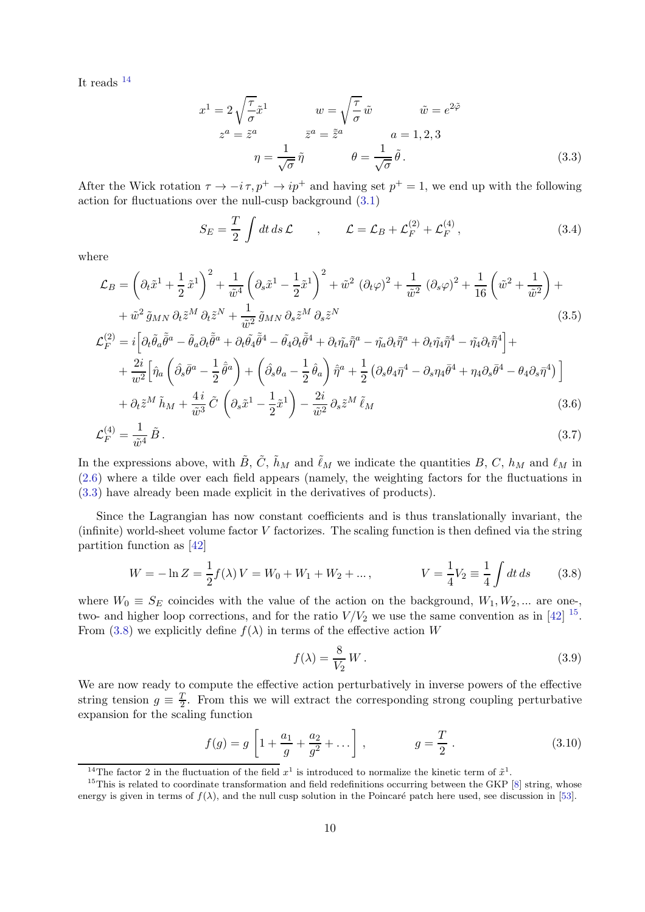It reads [14]

$$
\begin{aligned}
x^1 &= 2\sqrt{\frac{\tau}{\sigma}}\tilde{x}^1 \qquad & w &= \sqrt{\frac{\tau}{\sigma}}\,\tilde{w} \qquad & \tilde{w} &= e^{2\tilde{\varphi}} \\
z^a &= \tilde{z}^a \qquad & \bar{z}^a &= \tilde{\bar{z}}^a \qquad & a &= 1,2,3 \\
\eta &= \frac{1}{\sqrt{\sigma}}\,\tilde{\eta} \qquad & \theta &= \frac{1}{\sqrt{\sigma}}\,\tilde{\theta}\,.
\end{aligned}
\tag{3.3}
$$

After the Wick rotation $\tau \to -i\,\tau, p^+ \to ip^+$ and having set $p^+ = 1$, we end up with the following action for fluctuations over the null-cusp background (3.1)

$$
S_E = \frac{T}{2}\int dt\, ds\, \mathcal{L} \qquad , \qquad \mathcal{L} = \mathcal{L}_B + \mathcal{L}_F^{(2)} + \mathcal{L}_F^{(4)}\,, \tag{3.4}
$$

where

$$
\begin{aligned}
\mathcal{L}_B &= \left(\partial_t \tilde{x}^1 + \frac{1}{2}\,\tilde{x}^1\right)^2 + \frac{1}{\tilde{w}^4}\left(\partial_s \tilde{x}^1 - \frac{1}{2}\tilde{x}^1\right)^2 + \tilde{w}^2\,(\partial_t\varphi)^2 + \frac{1}{\tilde{w}^2}\,(\partial_s\varphi)^2 + \frac{1}{16}\left(\tilde{w}^2 + \frac{1}{\tilde{w}^2}\right) + \\
&\quad + \tilde{w}^2\,\tilde{g}_{MN}\,\partial_t\tilde{z}^M\,\partial_t\tilde{z}^N + \frac{1}{\tilde{w}^2}\,\tilde{g}_{MN}\,\partial_s\tilde{z}^M\,\partial_s\tilde{z}^N
\end{aligned}
\tag{3.5}
$$

$$
\begin{aligned}
\mathcal{L}_F^{(2)} &= i\Big[\partial_t\tilde{\theta}_a\tilde{\bar{\theta}}^a - \tilde{\theta}_a\partial_t\tilde{\bar{\theta}}^a + \partial_t\tilde{\theta}_4\tilde{\bar{\theta}}^4 - \tilde{\theta}_4\partial_t\tilde{\bar{\theta}}^4 + \partial_t\tilde{\eta}_a\tilde{\bar{\eta}}^a - \tilde{\eta}_a\partial_t\tilde{\bar{\eta}}^a + \partial_t\tilde{\eta}_4\tilde{\bar{\eta}}^4 - \tilde{\eta}_4\partial_t\tilde{\bar{\eta}}^4\Big] + \\
&\quad + \frac{2i}{w^2}\Big[\hat{\eta}_a\left(\hat{\partial}_s\bar{\theta}^a - \frac{1}{2}\,\hat{\bar{\theta}}^a\right) + \left(\hat{\partial}_s\theta_a - \frac{1}{2}\,\hat{\theta}_a\right)\hat{\bar{\eta}}^a + \frac{1}{2}\left(\partial_s\theta_4\bar{\eta}^4 - \partial_s\eta_4\bar{\theta}^4 + \eta_4\partial_s\bar{\theta}^4 - \theta_4\partial_s\bar{\eta}^4\right)\Big] \\
&\quad + \partial_t\tilde{z}^M\,\tilde{h}_M + \frac{4\,i}{\tilde{w}^3}\,\tilde{C}\,\left(\partial_s\tilde{x}^1 - \frac{1}{2}\tilde{x}^1\right) - \frac{2i}{\tilde{w}^2}\,\partial_s\tilde{z}^M\,\tilde{\ell}_M
\end{aligned}
\tag{3.6}
$$

$$
\mathcal{L}_F^{(4)} = \frac{1}{\tilde{w}^4}\,\tilde{B}\,. \tag{3.7}
$$

In the expressions above, with $\tilde{B}$, $\tilde{C}$, $\tilde{h}_M$ and $\tilde{\ell}_M$ we indicate the quantities $B$, $C$, $h_M$ and $\ell_M$ in (2.6) where a tilde over each field appears (namely, the weighting factors for the fluctuations in (3.3) have already been made explicit in the derivatives of products).

Since the Lagrangian has now constant coefficients and is thus translationally invariant, the (infinite) world-sheet volume factor $V$ factorizes. The scaling function is then defined via the string partition function as [42]

$$
W = -\ln Z = \frac{1}{2}f(\lambda)\,V = W_0 + W_1 + W_2 + \ldots\,, \qquad\qquad V = \frac{1}{4}V_2 \equiv \frac{1}{4}\int dt\,ds \tag{3.8}
$$

where $W_0 \equiv S_E$ coincides with the value of the action on the background, $W_1, W_2, \ldots$ are one-, two- and higher loop corrections, and for the ratio $V/V_2$ we use the same convention as in [42] [15]. From (3.8) we explicitly define $f(\lambda)$ in terms of the effective action $W$

$$
f(\lambda) = \frac{8}{V_2}\,W\,. \tag{3.9}
$$

We are now ready to compute the effective action perturbatively in inverse powers of the effective string tension $g \equiv \frac{T}{2}$. From this we will extract the corresponding strong coupling perturbative expansion for the scaling function

$$
f(g) = g\left[1 + \frac{a_1}{g} + \frac{a_2}{g^2} + \ldots\right]\,, \qquad\qquad g = \frac{T}{2}\,. \tag{3.10}
$$

[14] The factor 2 in the fluctuation of the field $x^1$ is introduced to normalize the kinetic term of $\tilde{x}^1$.

[15] This is related to coordinate transformation and field redefinitions occurring between the GKP [8] string, whose energy is given in terms of $f(\lambda)$, and the null cusp solution in the Poincaré patch here used, see discussion in [53].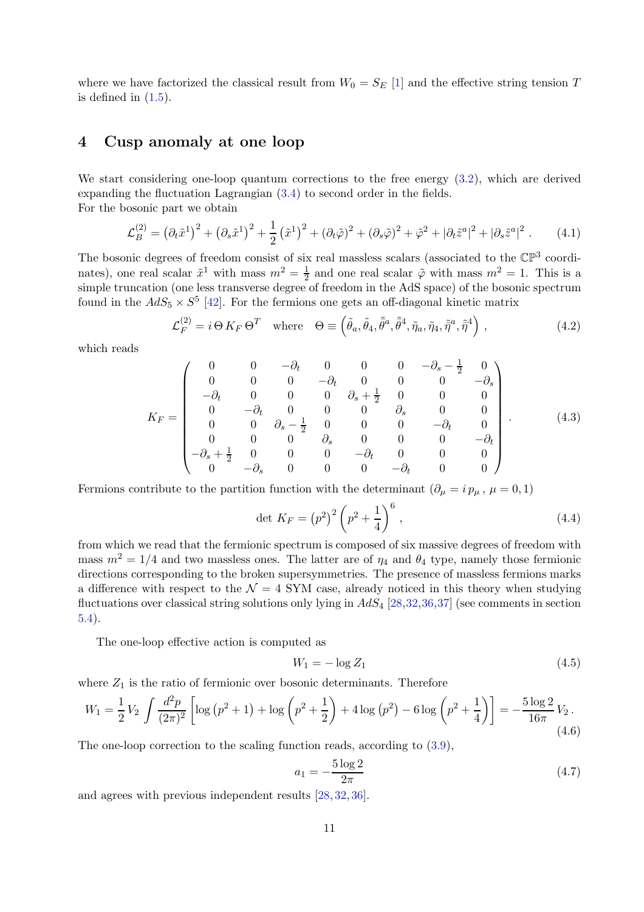where we have factorized the classical result from $W_0 = S_E$ [1] and the effective string tension $T$ is defined in (1.5).

## 4 Cusp anomaly at one loop

We start considering one-loop quantum corrections to the free energy (3.2), which are derived expanding the fluctuation Lagrangian (3.4) to second order in the fields.
For the bosonic part we obtain

$$\mathcal{L}_B^{(2)} = \left(\partial_t \tilde{x}^1\right)^2 + \left(\partial_s \tilde{x}^1\right)^2 + \frac{1}{2}\left(\tilde{x}^1\right)^2 + (\partial_t \tilde{\varphi})^2 + (\partial_s \tilde{\varphi})^2 + \tilde{\varphi}^2 + |\partial_t \tilde{z}^a|^2 + |\partial_s \tilde{z}^a|^2 \,. \tag{4.1}$$

The bosonic degrees of freedom consist of six real massless scalars (associated to the $\mathbb{CP}^3$ coordinates), one real scalar $\tilde{x}^1$ with mass $m^2 = \frac{1}{2}$ and one real scalar $\tilde{\varphi}$ with mass $m^2 = 1$. This is a simple truncation (one less transverse degree of freedom in the AdS space) of the bosonic spectrum found in the $AdS_5 \times S^5$ [42]. For the fermions one gets an off-diagonal kinetic matrix

$$\mathcal{L}_F^{(2)} = i\,\Theta\, K_F\, \Theta^T \quad \text{where} \quad \Theta \equiv \left(\tilde{\theta}_a, \tilde{\theta}_4, \tilde{\bar{\theta}}^a, \tilde{\bar{\theta}}^4, \tilde{\eta}_a, \tilde{\eta}_4, \tilde{\bar{\eta}}^a, \tilde{\bar{\eta}}^4\right) , \tag{4.2}$$

which reads

$$K_F = \begin{pmatrix} 0 & 0 & -\partial_t & 0 & 0 & 0 & -\partial_s - \frac{1}{2} & 0 \\ 0 & 0 & 0 & -\partial_t & 0 & 0 & 0 & -\partial_s \\ -\partial_t & 0 & 0 & 0 & \partial_s + \frac{1}{2} & 0 & 0 & 0 \\ 0 & -\partial_t & 0 & 0 & 0 & \partial_s & 0 & 0 \\ 0 & 0 & \partial_s - \frac{1}{2} & 0 & 0 & 0 & -\partial_t & 0 \\ 0 & 0 & 0 & \partial_s & 0 & 0 & 0 & -\partial_t \\ -\partial_s + \frac{1}{2} & 0 & 0 & 0 & -\partial_t & 0 & 0 & 0 \\ 0 & -\partial_s & 0 & 0 & 0 & -\partial_t & 0 & 0 \end{pmatrix} . \tag{4.3}$$

Fermions contribute to the partition function with the determinant ($\partial_\mu = i\, p_\mu$ , $\mu = 0, 1$)

$$\det\, K_F = \left(p^2\right)^2 \left(p^2 + \frac{1}{4}\right)^6 , \tag{4.4}$$

from which we read that the fermionic spectrum is composed of six massive degrees of freedom with mass $m^2 = 1/4$ and two massless ones. The latter are of $\eta_4$ and $\theta_4$ type, namely those fermionic directions corresponding to the broken supersymmetries. The presence of massless fermions marks a difference with respect to the $\mathcal{N} = 4$ SYM case, already noticed in this theory when studying fluctuations over classical string solutions only lying in $AdS_4$ [28,32,36,37] (see comments in section 5.4).

The one-loop effective action is computed as

$$W_1 = -\log Z_1 \tag{4.5}$$

where $Z_1$ is the ratio of fermionic over bosonic determinants. Therefore

$$W_1 = \frac{1}{2}\, V_2 \int \frac{d^2p}{(2\pi)^2} \left[\log\left(p^2 + 1\right) + \log\left(p^2 + \frac{1}{2}\right) + 4\log\left(p^2\right) - 6\log\left(p^2 + \frac{1}{4}\right)\right] = -\frac{5\log 2}{16\pi}\, V_2 \,. \tag{4.6}$$

The one-loop correction to the scaling function reads, according to (3.9),

$$a_1 = -\frac{5\log 2}{2\pi} \tag{4.7}$$

and agrees with previous independent results [28, 32, 36].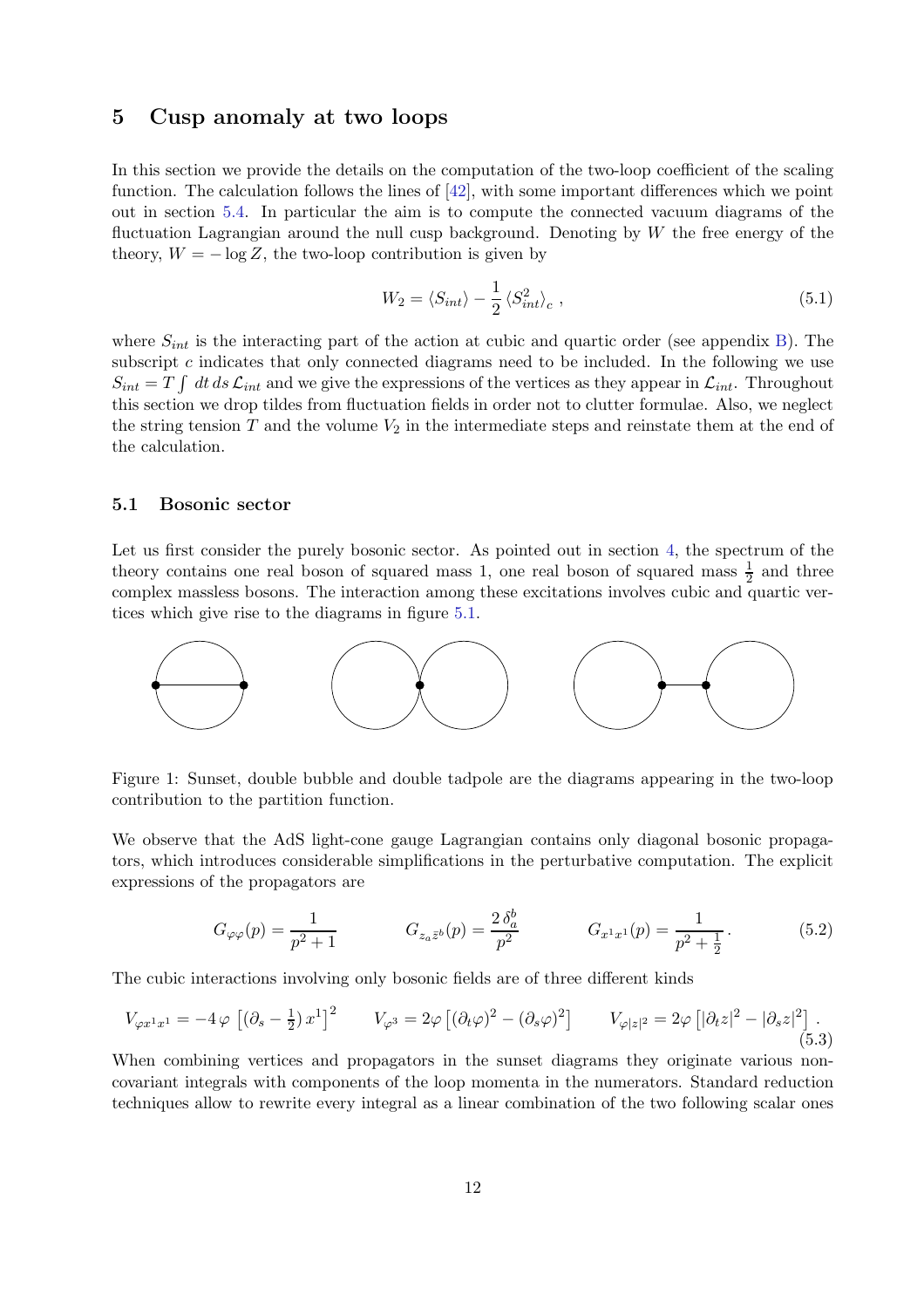## 5 Cusp anomaly at two loops

In this section we provide the details on the computation of the two-loop coefficient of the scaling function. The calculation follows the lines of [42], with some important differences which we point out in section 5.4. In particular the aim is to compute the connected vacuum diagrams of the fluctuation Lagrangian around the null cusp background. Denoting by $W$ the free energy of the theory, $W = -\log Z$, the two-loop contribution is given by

$$W_2 = \langle S_{int} \rangle - \frac{1}{2} \langle S_{int}^2 \rangle_c \,, \tag{5.1}$$

where $S_{int}$ is the interacting part of the action at cubic and quartic order (see appendix B). The subscript $c$ indicates that only connected diagrams need to be included. In the following we use $S_{int} = T \int \, dt \, ds \, \mathcal{L}_{int}$ and we give the expressions of the vertices as they appear in $\mathcal{L}_{int}$. Throughout this section we drop tildes from fluctuation fields in order not to clutter formulae. Also, we neglect the string tension $T$ and the volume $V_2$ in the intermediate steps and reinstate them at the end of the calculation.

### 5.1 Bosonic sector

Let us first consider the purely bosonic sector. As pointed out in section 4, the spectrum of the theory contains one real boson of squared mass 1, one real boson of squared mass $\frac{1}{2}$ and three complex massless bosons. The interaction among these excitations involves cubic and quartic vertices which give rise to the diagrams in figure 5.1.

Figure 1: Sunset, double bubble and double tadpole are the diagrams appearing in the two-loop contribution to the partition function.

We observe that the AdS light-cone gauge Lagrangian contains only diagonal bosonic propagators, which introduces considerable simplifications in the perturbative computation. The explicit expressions of the propagators are

$$G_{\varphi\varphi}(p) = \frac{1}{p^2+1} \qquad\qquad G_{z_a \bar{z}^b}(p) = \frac{2\,\delta_a^b}{p^2} \qquad\qquad G_{x^1x^1}(p) = \frac{1}{p^2+\frac{1}{2}} \,. \tag{5.2}$$

The cubic interactions involving only bosonic fields are of three different kinds

$$V_{\varphi x^1 x^1} = -4\,\varphi\, \left[ (\partial_s - \tfrac{1}{2})\, x^1 \right]^2 \qquad V_{\varphi^3} = 2\varphi \left[ (\partial_t \varphi)^2 - (\partial_s \varphi)^2 \right] \qquad V_{\varphi |z|^2} = 2\varphi \left[ |\partial_t z|^2 - |\partial_s z|^2 \right] . \tag{5.3}$$

When combining vertices and propagators in the sunset diagrams they originate various non-covariant integrals with components of the loop momenta in the numerators. Standard reduction techniques allow to rewrite every integral as a linear combination of the two following scalar ones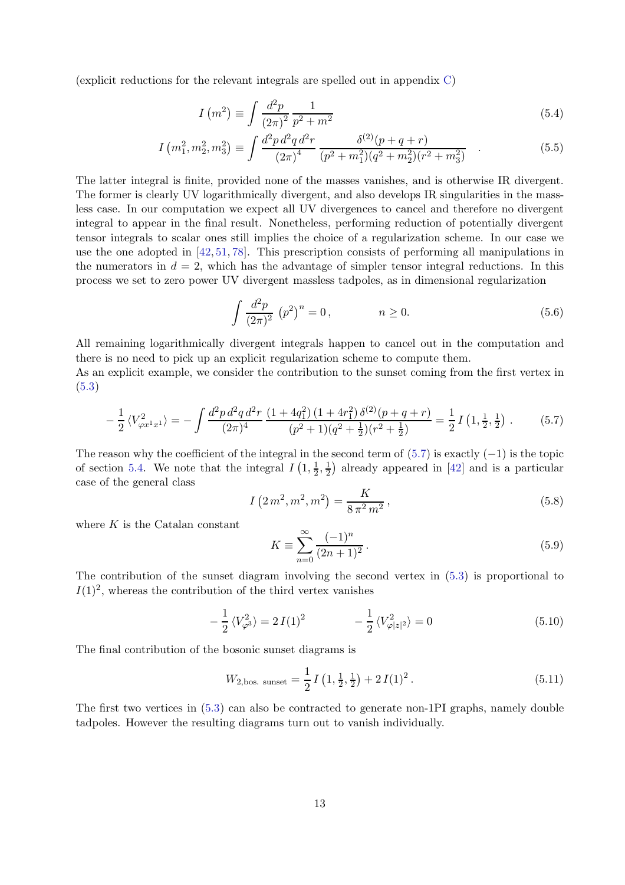(explicit reductions for the relevant integrals are spelled out in appendix C)

$$I\left(m^2\right) \equiv \int \frac{d^2p}{(2\pi)^2}\,\frac{1}{p^2+m^2} \tag{5.4}$$

$$I\left(m_1^2,m_2^2,m_3^2\right) \equiv \int \frac{d^2p\,d^2q\,d^2r}{(2\pi)^4}\,\frac{\delta^{(2)}(p+q+r)}{(p^2+m_1^2)(q^2+m_2^2)(r^2+m_3^2)} \quad . \tag{5.5}$$

The latter integral is finite, provided none of the masses vanishes, and is otherwise IR divergent. The former is clearly UV logarithmically divergent, and also develops IR singularities in the massless case. In our computation we expect all UV divergences to cancel and therefore no divergent integral to appear in the final result. Nonetheless, performing reduction of potentially divergent tensor integrals to scalar ones still implies the choice of a regularization scheme. In our case we use the one adopted in [42, 51, 78]. This prescription consists of performing all manipulations in the numerators in $d=2$, which has the advantage of simpler tensor integral reductions. In this process we set to zero power UV divergent massless tadpoles, as in dimensional regularization

$$\int \frac{d^2p}{(2\pi)^2}\,\left(p^2\right)^n = 0\,, \qquad\qquad n\geq 0. \tag{5.6}$$

All remaining logarithmically divergent integrals happen to cancel out in the computation and there is no need to pick up an explicit regularization scheme to compute them.
As an explicit example, we consider the contribution to the sunset coming from the first vertex in (5.3)

$$-\frac{1}{2}\,\langle V^2_{\varphi x^1 x^1}\rangle = -\int \frac{d^2p\,d^2q\,d^2r}{(2\pi)^4}\,\frac{(1+4q_1^2)\,(1+4r_1^2)\,\delta^{(2)}(p+q+r)}{(p^2+1)(q^2+\frac{1}{2})(r^2+\frac{1}{2})} = \frac{1}{2}\,I\left(1,\tfrac{1}{2},\tfrac{1}{2}\right)\,. \tag{5.7}$$

The reason why the coefficient of the integral in the second term of (5.7) is exactly $(-1)$ is the topic of section 5.4. We note that the integral $I\left(1,\frac{1}{2},\frac{1}{2}\right)$ already appeared in [42] and is a particular case of the general class

$$I\left(2\,m^2,m^2,m^2\right) = \frac{K}{8\,\pi^2\,m^2}\,, \tag{5.8}$$

where $K$ is the Catalan constant

$$K \equiv \sum_{n=0}^{\infty}\frac{(-1)^n}{(2n+1)^2}\,. \tag{5.9}$$

The contribution of the sunset diagram involving the second vertex in (5.3) is proportional to $I(1)^2$, whereas the contribution of the third vertex vanishes

$$-\frac{1}{2}\,\langle V^2_{\varphi^3}\rangle = 2\,I(1)^2 \qquad\qquad -\frac{1}{2}\,\langle V^2_{\varphi|z|^2}\rangle = 0 \tag{5.10}$$

The final contribution of the bosonic sunset diagrams is

$$W_{2,\text{bos. sunset}} = \frac{1}{2}\,I\left(1,\tfrac{1}{2},\tfrac{1}{2}\right) + 2\,I(1)^2\,. \tag{5.11}$$

The first two vertices in (5.3) can also be contracted to generate non-1PI graphs, namely double tadpoles. However the resulting diagrams turn out to vanish individually.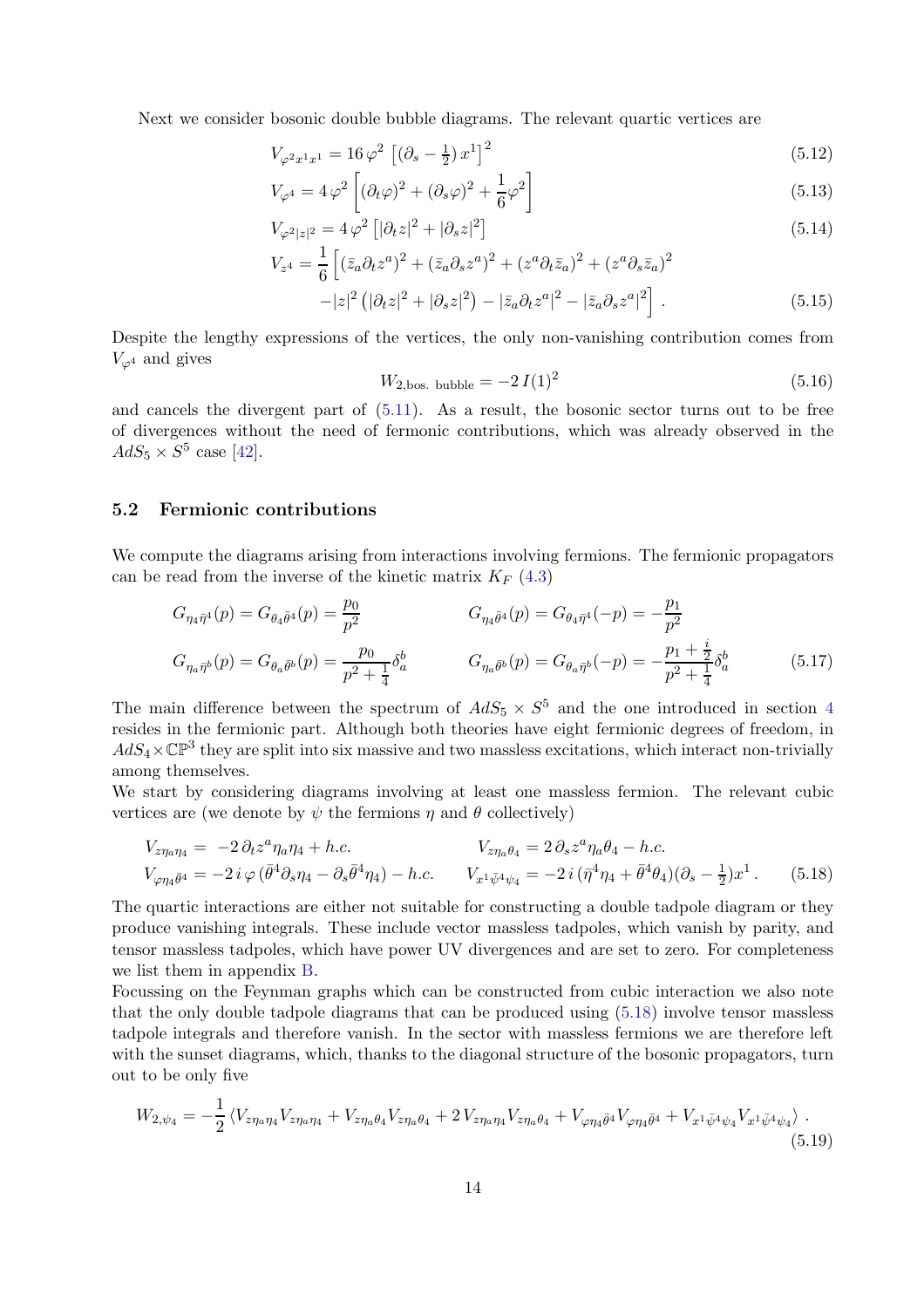Next we consider bosonic double bubble diagrams. The relevant quartic vertices are

$$V_{\varphi^2 x^1 x^1} = 16\,\varphi^2\,\left[(\partial_s - \tfrac{1}{2})\,x^1\right]^2 \tag{5.12}$$

$$V_{\varphi^4} = 4\,\varphi^2\left[(\partial_t\varphi)^2 + (\partial_s\varphi)^2 + \frac{1}{6}\varphi^2\right] \tag{5.13}$$

$$V_{\varphi^2|z|^2} = 4\,\varphi^2\left[|\partial_t z|^2 + |\partial_s z|^2\right] \tag{5.14}$$

$$\begin{aligned} V_{z^4} = \frac{1}{6}\Big[&(\bar z_a \partial_t z^a)^2 + (\bar z_a \partial_s z^a)^2 + (z^a \partial_t \bar z_a)^2 + (z^a \partial_s \bar z_a)^2 \\ &-|z|^2\left(|\partial_t z|^2 + |\partial_s z|^2\right) - |\bar z_a \partial_t z^a|^2 - |\bar z_a \partial_s z^a|^2\Big]\,. \end{aligned} \tag{5.15}$$

Despite the lengthy expressions of the vertices, the only non-vanishing contribution comes from $V_{\varphi^4}$ and gives

$$W_{2,\text{bos. bubble}} = -2\,I(1)^2 \tag{5.16}$$

and cancels the divergent part of (5.11). As a result, the bosonic sector turns out to be free of divergences without the need of fermonic contributions, which was already observed in the $AdS_5 \times S^5$ case [42].

## 5.2 Fermionic contributions

We compute the diagrams arising from interactions involving fermions. The fermionic propagators can be read from the inverse of the kinetic matrix $K_F$ (4.3)

$$\begin{aligned} &G_{\eta_4\bar\eta^4}(p) = G_{\theta_4\bar\theta^4}(p) = \frac{p_0}{p^2} && G_{\eta_4\bar\theta^4}(p) = G_{\theta_4\bar\eta^4}(-p) = -\frac{p_1}{p^2} \\ &G_{\eta_a\bar\eta^b}(p) = G_{\theta_a\bar\theta^b}(p) = \frac{p_0}{p^2+\frac{1}{4}}\delta^b_a && G_{\eta_a\bar\theta^b}(p) = G_{\theta_a\bar\eta^b}(-p) = -\frac{p_1+\frac{i}{2}}{p^2+\frac{1}{4}}\delta^b_a \end{aligned} \tag{5.17}$$

The main difference between the spectrum of $AdS_5 \times S^5$ and the one introduced in section 4 resides in the fermionic part. Although both theories have eight fermionic degrees of freedom, in $AdS_4 \times \mathbb{CP}^3$ they are split into six massive and two massless excitations, which interact non-trivially among themselves.

We start by considering diagrams involving at least one massless fermion. The relevant cubic vertices are (we denote by $\psi$ the fermions $\eta$ and $\theta$ collectively)

$$\begin{aligned} &V_{z\eta_a\eta_4} = -2\,\partial_t z^a \eta_a \eta_4 + h.c. && V_{z\eta_a\theta_4} = 2\,\partial_s z^a \eta_a \theta_4 - h.c. \\ &V_{\varphi\eta_4\bar\theta^4} = -2\,i\,\varphi\,(\bar\theta^4\partial_s\eta_4 - \partial_s\bar\theta^4\eta_4) - h.c. && V_{x^1\bar\psi^4\psi_4} = -2\,i\,(\bar\eta^4\eta_4 + \bar\theta^4\theta_4)(\partial_s - \tfrac{1}{2})x^1\,. \end{aligned} \tag{5.18}$$

The quartic interactions are either not suitable for constructing a double tadpole diagram or they produce vanishing integrals. These include vector massless tadpoles, which vanish by parity, and tensor massless tadpoles, which have power UV divergences and are set to zero. For completeness we list them in appendix B.

Focussing on the Feynman graphs which can be constructed from cubic interaction we also note that the only double tadpole diagrams that can be produced using (5.18) involve tensor massless tadpole integrals and therefore vanish. In the sector with massless fermions we are therefore left with the sunset diagrams, which, thanks to the diagonal structure of the bosonic propagators, turn out to be only five

$$W_{2,\psi_4} = -\frac{1}{2}\left\langle V_{z\eta_a\eta_4}V_{z\eta_a\eta_4} + V_{z\eta_a\theta_4}V_{z\eta_a\theta_4} + 2\,V_{z\eta_a\eta_4}V_{z\eta_a\theta_4} + V_{\varphi\eta_4\bar\theta^4}V_{\varphi\eta_4\bar\theta^4} + V_{x^1\bar\psi^4\psi_4}V_{x^1\bar\psi^4\psi_4}\right\rangle\,. \tag{5.19}$$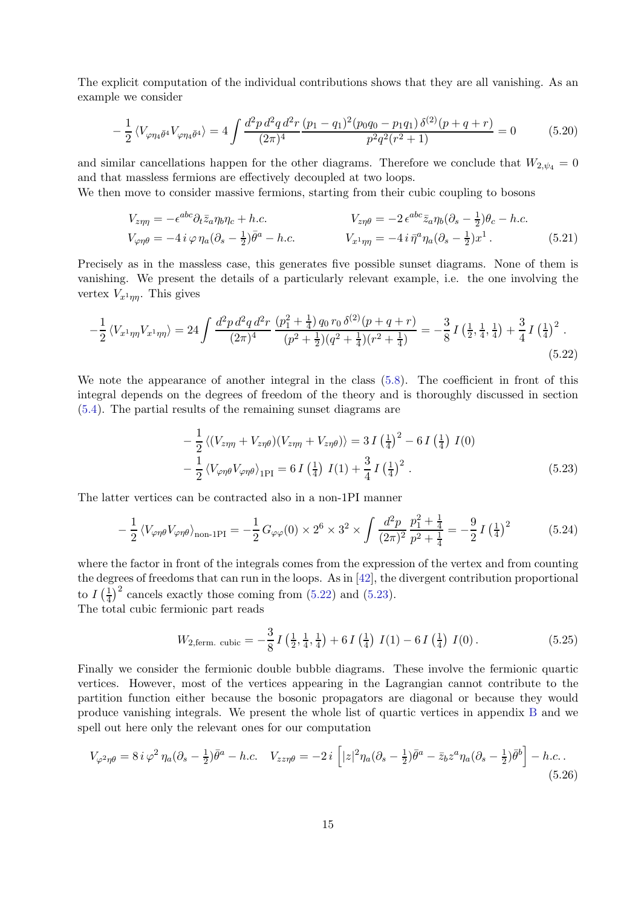The explicit computation of the individual contributions shows that they are all vanishing. As an example we consider

$$-\frac{1}{2}\langle V_{\varphi\eta_4\bar{\theta}^4} V_{\varphi\eta_4\bar{\theta}^4}\rangle = 4\int \frac{d^2p\, d^2q\, d^2r}{(2\pi)^4} \frac{(p_1-q_1)^2(p_0q_0-p_1q_1)\,\delta^{(2)}(p+q+r)}{p^2q^2(r^2+1)} = 0 \tag{5.20}$$

and similar cancellations happen for the other diagrams. Therefore we conclude that $W_{2,\psi_4} = 0$ and that massless fermions are effectively decoupled at two loops.

We then move to consider massive fermions, starting from their cubic coupling to bosons

$$\begin{aligned}
&V_{z\eta\eta} = -\epsilon^{abc}\partial_t \bar{z}_a \eta_b \eta_c + h.c. && V_{z\eta\theta} = -2\,\epsilon^{abc}\bar{z}_a\eta_b(\partial_s - \tfrac{1}{2})\theta_c - h.c. \\
&V_{\varphi\eta\theta} = -4\,i\,\varphi\,\eta_a(\partial_s - \tfrac{1}{2})\bar{\theta}^a - h.c. && V_{x^1\eta\eta} = -4\,i\,\bar{\eta}^a\eta_a(\partial_s - \tfrac{1}{2})x^1\,.
\end{aligned} \tag{5.21}$$

Precisely as in the massless case, this generates five possible sunset diagrams. None of them is vanishing. We present the details of a particularly relevant example, i.e. the one involving the vertex $V_{x^1\eta\eta}$. This gives

$$-\frac{1}{2}\langle V_{x^1\eta\eta}V_{x^1\eta\eta}\rangle = 24\int \frac{d^2p\,d^2q\,d^2r}{(2\pi)^4}\,\frac{(p_1^2+\frac{1}{4})\,q_0\,r_0\,\delta^{(2)}(p+q+r)}{(p^2+\frac{1}{2})(q^2+\frac{1}{4})(r^2+\frac{1}{4})} = -\frac{3}{8}\,I\left(\tfrac{1}{2},\tfrac{1}{4},\tfrac{1}{4}\right) + \frac{3}{4}\,I\left(\tfrac{1}{4}\right)^2 . \tag{5.22}$$

We note the appearance of another integral in the class (5.8). The coefficient in front of this integral depends on the degrees of freedom of the theory and is thoroughly discussed in section (5.4). The partial results of the remaining sunset diagrams are

$$\begin{aligned}
&-\frac{1}{2}\langle (V_{z\eta\eta}+V_{z\eta\theta})(V_{z\eta\eta}+V_{z\eta\theta})\rangle = 3\,I\left(\tfrac{1}{4}\right)^2 - 6\,I\left(\tfrac{1}{4}\right)\,I(0) \\
&-\frac{1}{2}\langle V_{\varphi\eta\theta}V_{\varphi\eta\theta}\rangle_{\text{1PI}} = 6\,I\left(\tfrac{1}{4}\right)\,I(1) + \frac{3}{4}\,I\left(\tfrac{1}{4}\right)^2 .
\end{aligned} \tag{5.23}$$

The latter vertices can be contracted also in a non-1PI manner

$$-\frac{1}{2}\langle V_{\varphi\eta\theta}V_{\varphi\eta\theta}\rangle_{\text{non-1PI}} = -\frac{1}{2}\,G_{\varphi\varphi}(0)\times 2^6\times 3^2\times\int\frac{d^2p}{(2\pi)^2}\,\frac{p_1^2+\frac{1}{4}}{p^2+\frac{1}{4}} = -\frac{9}{2}\,I\left(\tfrac{1}{4}\right)^2 \tag{5.24}$$

where the factor in front of the integrals comes from the expression of the vertex and from counting the degrees of freedoms that can run in the loops. As in [42], the divergent contribution proportional to $I\left(\frac{1}{4}\right)^2$ cancels exactly those coming from (5.22) and (5.23).

The total cubic fermionic part reads

$$W_{2,\text{ferm. cubic}} = -\frac{3}{8}\,I\left(\tfrac{1}{2},\tfrac{1}{4},\tfrac{1}{4}\right) + 6\,I\left(\tfrac{1}{4}\right)\,I(1) - 6\,I\left(\tfrac{1}{4}\right)\,I(0)\,. \tag{5.25}$$

Finally we consider the fermionic double bubble diagrams. These involve the fermionic quartic vertices. However, most of the vertices appearing in the Lagrangian cannot contribute to the partition function either because the bosonic propagators are diagonal or because they would produce vanishing integrals. We present the whole list of quartic vertices in appendix B and we spell out here only the relevant ones for our computation

$$V_{\varphi^2\eta\theta} = 8\,i\,\varphi^2\,\eta_a(\partial_s - \tfrac{1}{2})\bar{\theta}^a - h.c. \quad V_{zz\eta\theta} = -2\,i\left[|z|^2\eta_a(\partial_s-\tfrac{1}{2})\bar{\theta}^a - \bar{z}_b z^a\eta_a(\partial_s - \tfrac{1}{2})\bar{\theta}^b\right] - h.c.\,. \tag{5.26}$$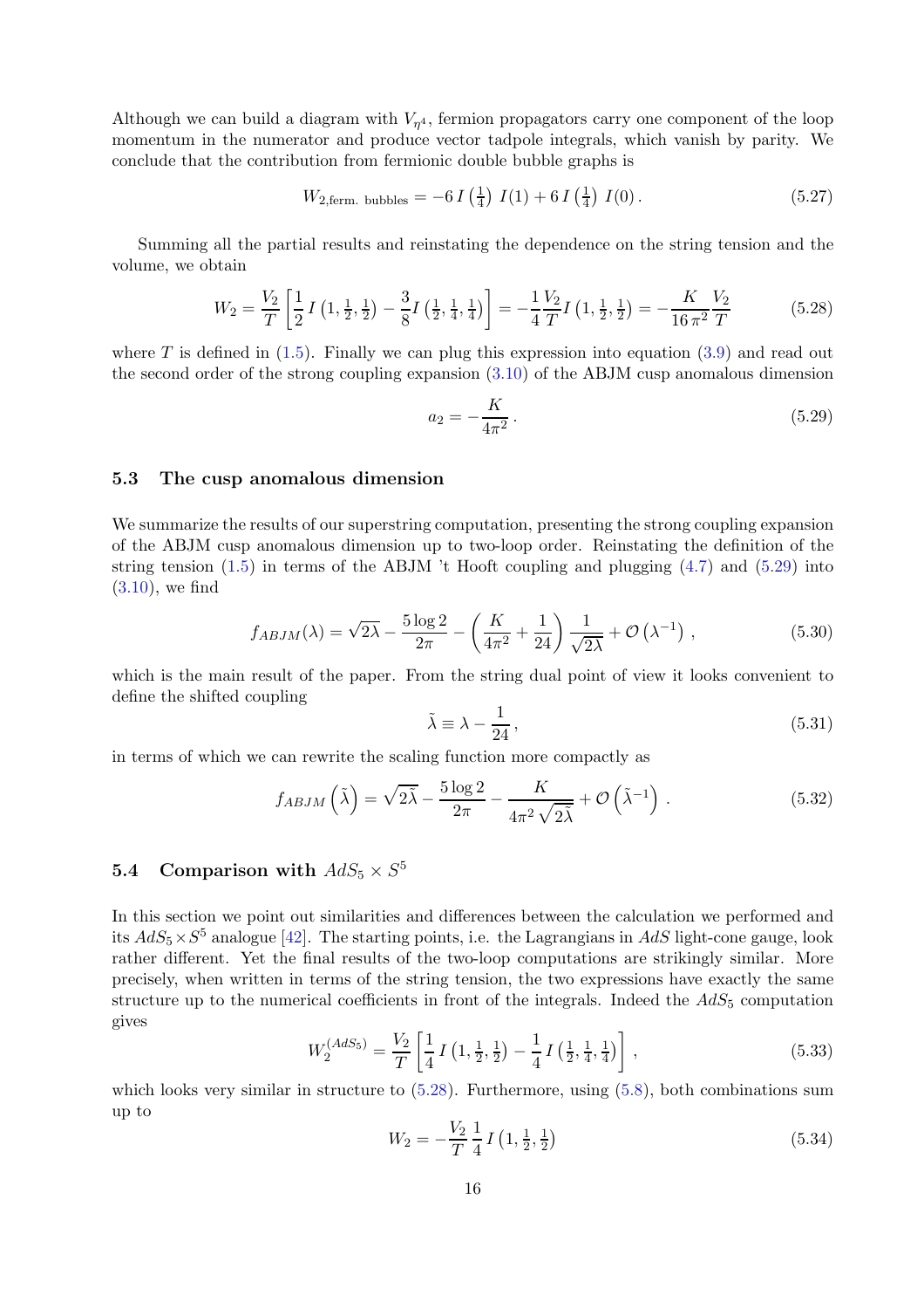Although we can build a diagram with $V_{\eta^4}$, fermion propagators carry one component of the loop momentum in the numerator and produce vector tadpole integrals, which vanish by parity. We conclude that the contribution from fermionic double bubble graphs is

$$W_{2,\text{ferm. bubbles}} = -6\, I\left(\tfrac{1}{4}\right)\, I(1) + 6\, I\left(\tfrac{1}{4}\right)\, I(0)\,. \tag{5.27}$$

Summing all the partial results and reinstating the dependence on the string tension and the volume, we obtain

$$W_2 = \frac{V_2}{T}\left[\frac{1}{2}\, I\left(1, \tfrac{1}{2}, \tfrac{1}{2}\right) - \frac{3}{8} I\left(\tfrac{1}{2}, \tfrac{1}{4}, \tfrac{1}{4}\right)\right] = -\frac{1}{4}\frac{V_2}{T} I\left(1, \tfrac{1}{2}, \tfrac{1}{2}\right) = -\frac{K}{16\,\pi^2}\frac{V_2}{T} \tag{5.28}$$

where $T$ is defined in (1.5). Finally we can plug this expression into equation (3.9) and read out the second order of the strong coupling expansion (3.10) of the ABJM cusp anomalous dimension

$$a_2 = -\frac{K}{4\pi^2}\,. \tag{5.29}$$

### 5.3 The cusp anomalous dimension

We summarize the results of our superstring computation, presenting the strong coupling expansion of the ABJM cusp anomalous dimension up to two-loop order. Reinstating the definition of the string tension (1.5) in terms of the ABJM 't Hooft coupling and plugging (4.7) and (5.29) into (3.10), we find

$$f_{ABJM}(\lambda) = \sqrt{2\lambda} - \frac{5\log 2}{2\pi} - \left(\frac{K}{4\pi^2} + \frac{1}{24}\right)\frac{1}{\sqrt{2\lambda}} + \mathcal{O}\left(\lambda^{-1}\right)\,, \tag{5.30}$$

which is the main result of the paper. From the string dual point of view it looks convenient to define the shifted coupling

$$\tilde{\lambda} \equiv \lambda - \frac{1}{24}\,, \tag{5.31}$$

in terms of which we can rewrite the scaling function more compactly as

$$f_{ABJM}\left(\tilde{\lambda}\right) = \sqrt{2\tilde{\lambda}} - \frac{5\log 2}{2\pi} - \frac{K}{4\pi^2\sqrt{2\tilde{\lambda}}} + \mathcal{O}\left(\tilde{\lambda}^{-1}\right)\,. \tag{5.32}$$

### 5.4 Comparison with $AdS_5 \times S^5$

In this section we point out similarities and differences between the calculation we performed and its $AdS_5\times S^5$ analogue [42]. The starting points, i.e. the Lagrangians in $AdS$ light-cone gauge, look rather different. Yet the final results of the two-loop computations are strikingly similar. More precisely, when written in terms of the string tension, the two expressions have exactly the same structure up to the numerical coefficients in front of the integrals. Indeed the $AdS_5$ computation gives

$$W_2^{(AdS_5)} = \frac{V_2}{T}\left[\frac{1}{4}\, I\left(1, \tfrac{1}{2}, \tfrac{1}{2}\right) - \frac{1}{4}\, I\left(\tfrac{1}{2}, \tfrac{1}{4}, \tfrac{1}{4}\right)\right]\,, \tag{5.33}$$

which looks very similar in structure to (5.28). Furthermore, using (5.8), both combinations sum up to

$$W_2 = -\frac{V_2}{T}\,\frac{1}{4}\, I\left(1, \tfrac{1}{2}, \tfrac{1}{2}\right) \tag{5.34}$$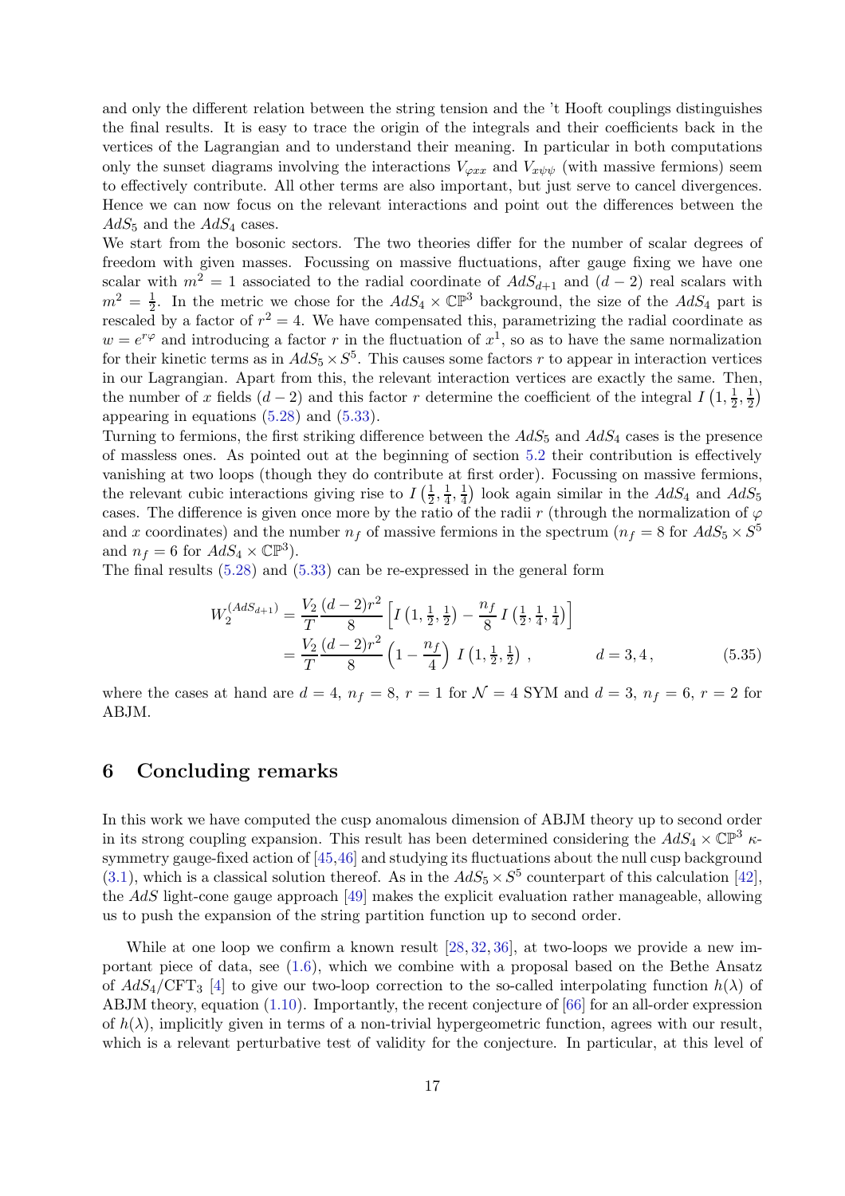and only the different relation between the string tension and the 't Hooft couplings distinguishes the final results. It is easy to trace the origin of the integrals and their coefficients back in the vertices of the Lagrangian and to understand their meaning. In particular in both computations only the sunset diagrams involving the interactions $V_{\varphi xx}$ and $V_{x\psi\psi}$ (with massive fermions) seem to effectively contribute. All other terms are also important, but just serve to cancel divergences. Hence we can now focus on the relevant interactions and point out the differences between the $AdS_5$ and the $AdS_4$ cases.

We start from the bosonic sectors. The two theories differ for the number of scalar degrees of freedom with given masses. Focussing on massive fluctuations, after gauge fixing we have one scalar with $m^2 = 1$ associated to the radial coordinate of $AdS_{d+1}$ and $(d-2)$ real scalars with $m^2 = \frac{1}{2}$. In the metric we chose for the $AdS_4 \times \mathbb{CP}^3$ background, the size of the $AdS_4$ part is rescaled by a factor of $r^2 = 4$. We have compensated this, parametrizing the radial coordinate as $w = e^{r\varphi}$ and introducing a factor $r$ in the fluctuation of $x^1$, so as to have the same normalization for their kinetic terms as in $AdS_5 \times S^5$. This causes some factors $r$ to appear in interaction vertices in our Lagrangian. Apart from this, the relevant interaction vertices are exactly the same. Then, the number of $x$ fields $(d-2)$ and this factor $r$ determine the coefficient of the integral $I\left(1, \frac{1}{2}, \frac{1}{2}\right)$ appearing in equations (5.28) and (5.33).

Turning to fermions, the first striking difference between the $AdS_5$ and $AdS_4$ cases is the presence of massless ones. As pointed out at the beginning of section 5.2 their contribution is effectively vanishing at two loops (though they do contribute at first order). Focussing on massive fermions, the relevant cubic interactions giving rise to $I\left(\frac{1}{2}, \frac{1}{4}, \frac{1}{4}\right)$ look again similar in the $AdS_4$ and $AdS_5$ cases. The difference is given once more by the ratio of the radii $r$ (through the normalization of $\varphi$ and $x$ coordinates) and the number $n_f$ of massive fermions in the spectrum ($n_f = 8$ for $AdS_5 \times S^5$ and $n_f = 6$ for $AdS_4 \times \mathbb{CP}^3$).

The final results (5.28) and (5.33) can be re-expressed in the general form

$$
\begin{aligned}
W_2^{(AdS_{d+1})} &= \frac{V_2}{T}\frac{(d-2)r^2}{8}\left[I\left(1, \tfrac{1}{2}, \tfrac{1}{2}\right) - \frac{n_f}{8}\, I\left(\tfrac{1}{2}, \tfrac{1}{4}, \tfrac{1}{4}\right)\right] \\
&= \frac{V_2}{T}\frac{(d-2)r^2}{8}\left(1 - \frac{n_f}{4}\right)\, I\left(1, \tfrac{1}{2}, \tfrac{1}{2}\right)\,, \qquad\qquad d = 3, 4\,,
\end{aligned}
\tag{5.35}
$$

where the cases at hand are $d = 4$, $n_f = 8$, $r = 1$ for $\mathcal{N} = 4$ SYM and $d = 3$, $n_f = 6$, $r = 2$ for ABJM.

# 6 Concluding remarks

In this work we have computed the cusp anomalous dimension of ABJM theory up to second order in its strong coupling expansion. This result has been determined considering the $AdS_4 \times \mathbb{CP}^3$ $\kappa$-symmetry gauge-fixed action of [45,46] and studying its fluctuations about the null cusp background (3.1), which is a classical solution thereof. As in the $AdS_5 \times S^5$ counterpart of this calculation [42], the *AdS* light-cone gauge approach [49] makes the explicit evaluation rather manageable, allowing us to push the expansion of the string partition function up to second order.

While at one loop we confirm a known result [28, 32, 36], at two-loops we provide a new important piece of data, see (1.6), which we combine with a proposal based on the Bethe Ansatz of $AdS_4/\text{CFT}_3$ [4] to give our two-loop correction to the so-called interpolating function $h(\lambda)$ of ABJM theory, equation (1.10). Importantly, the recent conjecture of [66] for an all-order expression of $h(\lambda)$, implicitly given in terms of a non-trivial hypergeometric function, agrees with our result, which is a relevant perturbative test of validity for the conjecture. In particular, at this level of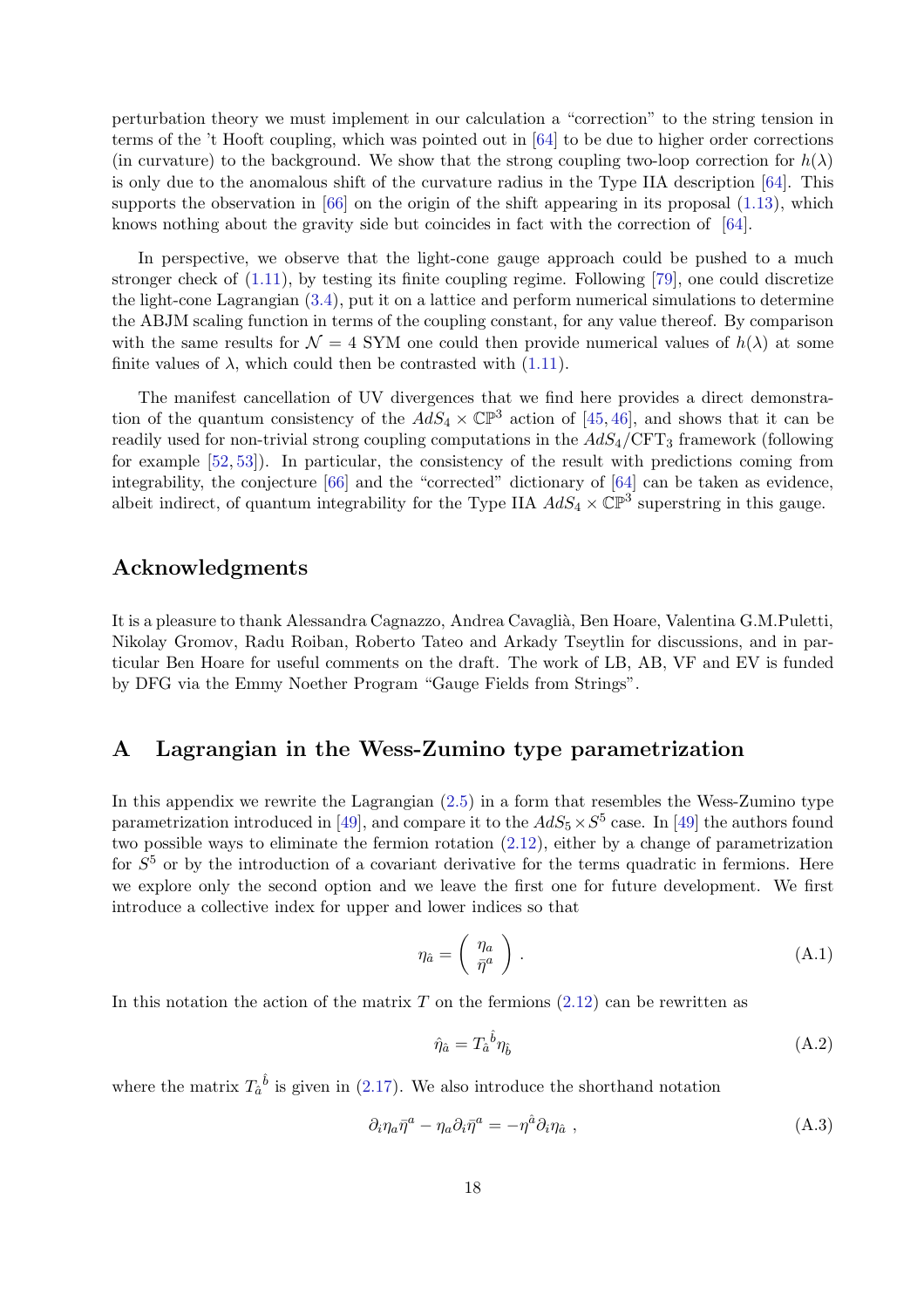perturbation theory we must implement in our calculation a "correction" to the string tension in terms of the 't Hooft coupling, which was pointed out in [64] to be due to higher order corrections (in curvature) to the background. We show that the strong coupling two-loop correction for $h(\lambda)$ is only due to the anomalous shift of the curvature radius in the Type IIA description [64]. This supports the observation in [66] on the origin of the shift appearing in its proposal (1.13), which knows nothing about the gravity side but coincides in fact with the correction of [64].

In perspective, we observe that the light-cone gauge approach could be pushed to a much stronger check of (1.11), by testing its finite coupling regime. Following [79], one could discretize the light-cone Lagrangian (3.4), put it on a lattice and perform numerical simulations to determine the ABJM scaling function in terms of the coupling constant, for any value thereof. By comparison with the same results for $\mathcal{N} = 4$ SYM one could then provide numerical values of $h(\lambda)$ at some finite values of $\lambda$, which could then be contrasted with (1.11).

The manifest cancellation of UV divergences that we find here provides a direct demonstration of the quantum consistency of the $AdS_4 \times \mathbb{CP}^3$ action of [45, 46], and shows that it can be readily used for non-trivial strong coupling computations in the $AdS_4$/CFT$_3$ framework (following for example [52, 53]). In particular, the consistency of the result with predictions coming from integrability, the conjecture [66] and the "corrected" dictionary of [64] can be taken as evidence, albeit indirect, of quantum integrability for the Type IIA $AdS_4 \times \mathbb{CP}^3$ superstring in this gauge.

## Acknowledgments

It is a pleasure to thank Alessandra Cagnazzo, Andrea Cavaglià, Ben Hoare, Valentina G.M.Puletti, Nikolay Gromov, Radu Roiban, Roberto Tateo and Arkady Tseytlin for discussions, and in particular Ben Hoare for useful comments on the draft. The work of LB, AB, VF and EV is funded by DFG via the Emmy Noether Program "Gauge Fields from Strings".

## A Lagrangian in the Wess-Zumino type parametrization

In this appendix we rewrite the Lagrangian (2.5) in a form that resembles the Wess-Zumino type parametrization introduced in [49], and compare it to the $AdS_5 \times S^5$ case. In [49] the authors found two possible ways to eliminate the fermion rotation (2.12), either by a change of parametrization for $S^5$ or by the introduction of a covariant derivative for the terms quadratic in fermions. Here we explore only the second option and we leave the first one for future development. We first introduce a collective index for upper and lower indices so that

$$\eta_{\hat{a}} = \begin{pmatrix} \eta_a \\ \bar{\eta}^a \end{pmatrix} . \tag{A.1}$$

In this notation the action of the matrix $T$ on the fermions (2.12) can be rewritten as

$$\hat{\eta}_{\hat{a}} = T_{\hat{a}}{}^{\hat{b}} \eta_{\hat{b}} \tag{A.2}$$

where the matrix $T_{\hat{a}}{}^{\hat{b}}$ is given in (2.17). We also introduce the shorthand notation

$$\partial_i \eta_a \bar{\eta}^a - \eta_a \partial_i \bar{\eta}^a = -\eta^{\hat{a}} \partial_i \eta_{\hat{a}} \ , \tag{A.3}$$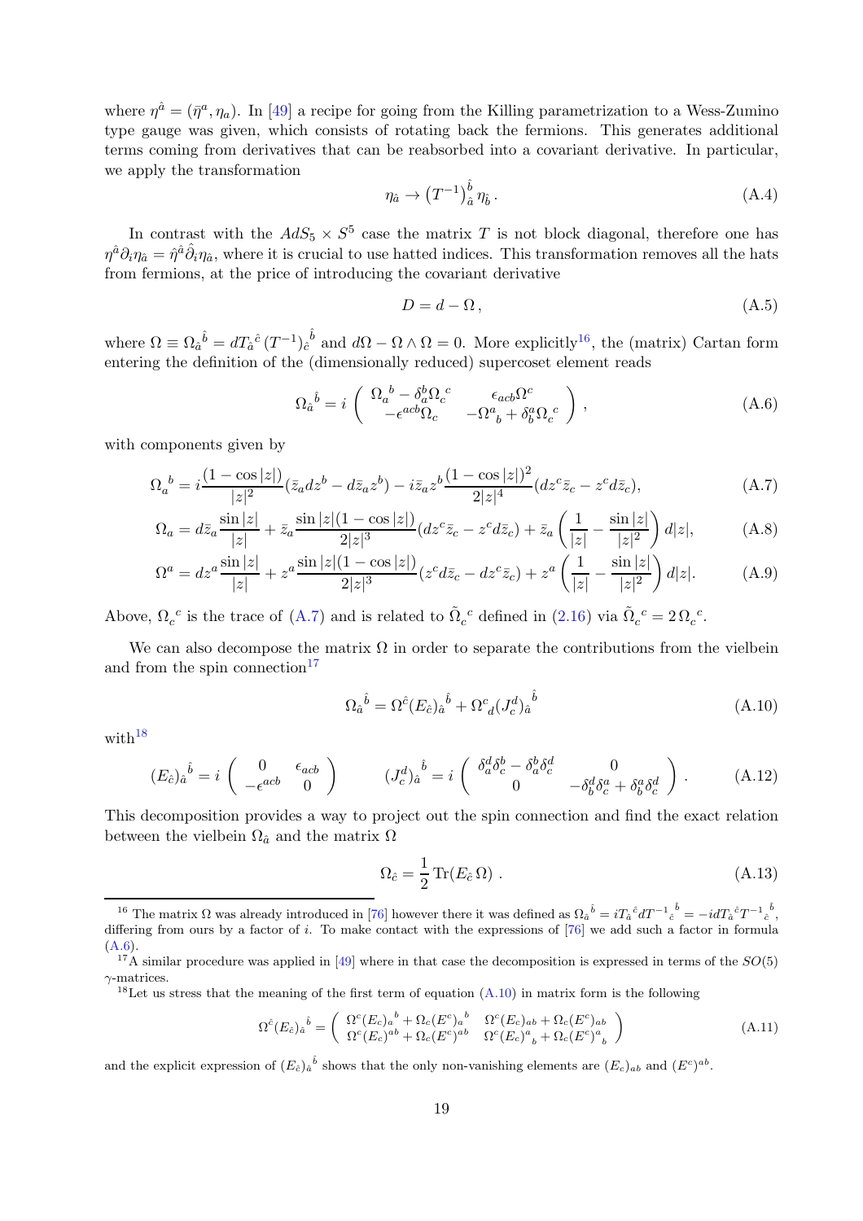where $\eta^{\hat{a}} = (\bar{\eta}^a, \eta_a)$. In [49] a recipe for going from the Killing parametrization to a Wess-Zumino type gauge was given, which consists of rotating back the fermions. This generates additional terms coming from derivatives that can be reabsorbed into a covariant derivative. In particular, we apply the transformation

$$\eta_{\hat{a}} \to \left(T^{-1}\right)_{\hat{a}}^{\;\hat{b}} \eta_{\hat{b}} \,. \tag{A.4}$$

In contrast with the $AdS_5 \times S^5$ case the matrix $T$ is not block diagonal, therefore one has $\eta^{\hat{a}} \partial_i \eta_{\hat{a}} = \hat{\eta}^{\hat{a}} \hat{\partial}_i \eta_{\hat{a}}$, where it is crucial to use hatted indices. This transformation removes all the hats from fermions, at the price of introducing the covariant derivative

$$D = d - \Omega \,, \tag{A.5}$$

where $\Omega \equiv \Omega_{\hat{a}}^{\;\hat{b}} = dT_{\hat{a}}^{\;\hat{c}} \left(T^{-1}\right)_{\hat{c}}^{\;\hat{b}}$ and $d\Omega - \Omega \wedge \Omega = 0$. More explicitly[16], the (matrix) Cartan form entering the definition of the (dimensionally reduced) supercoset element reads

$$\Omega_{\hat{a}}^{\;\hat{b}} = i \begin{pmatrix} \Omega_a^{\;b} - \delta_a^b \Omega_c^{\;c} & \epsilon_{acb} \Omega^c \\ -\epsilon^{acb} \Omega_c & -\Omega^a_{\;b} + \delta^a_b \Omega_c^{\;c} \end{pmatrix} , \tag{A.6}$$

with components given by

$$\Omega_a^{\;b} = i \frac{(1 - \cos|z|)}{|z|^2} (\bar{z}_a dz^b - d\bar{z}_a z^b) - i \bar{z}_a z^b \frac{(1 - \cos|z|)^2}{2|z|^4} (dz^c \bar{z}_c - z^c d\bar{z}_c), \tag{A.7}$$

$$\Omega_a = d\bar{z}_a \frac{\sin|z|}{|z|} + \bar{z}_a \frac{\sin|z|(1 - \cos|z|)}{2|z|^3} (dz^c \bar{z}_c - z^c d\bar{z}_c) + \bar{z}_a \left( \frac{1}{|z|} - \frac{\sin|z|}{|z|^2} \right) d|z|, \tag{A.8}$$

$$\Omega^a = dz^a \frac{\sin|z|}{|z|} + z^a \frac{\sin|z|(1 - \cos|z|)}{2|z|^3} (z^c d\bar{z}_c - dz^c \bar{z}_c) + z^a \left( \frac{1}{|z|} - \frac{\sin|z|}{|z|^2} \right) d|z|. \tag{A.9}$$

Above, $\Omega_c^{\;c}$ is the trace of (A.7) and is related to $\tilde{\Omega}_c^{\;c}$ defined in (2.16) via $\tilde{\Omega}_c^{\;c} = 2\,\Omega_c^{\;c}$.

We can also decompose the matrix $\Omega$ in order to separate the contributions from the vielbein and from the spin connection[17]

$$\Omega_{\hat{a}}^{\;\hat{b}} = \Omega^{\hat{c}} (E_{\hat{c}})_{\hat{a}}^{\;\hat{b}} + \Omega^c_{\;d} (J_c^d)_{\hat{a}}^{\;\hat{b}} \tag{A.10}$$

with[18]

$$(E_{\hat{c}})_{\hat{a}}^{\;\hat{b}} = i \begin{pmatrix} 0 & \epsilon_{acb} \\ -\epsilon^{acb} & 0 \end{pmatrix} \qquad (J_c^d)_{\hat{a}}^{\;\hat{b}} = i \begin{pmatrix} \delta_a^d \delta_c^b - \delta_a^b \delta_c^d & 0 \\ 0 & -\delta_b^d \delta_c^a + \delta_b^a \delta_c^d \end{pmatrix} . \tag{A.12}$$

This decomposition provides a way to project out the spin connection and find the exact relation between the vielbein $\Omega_{\hat{a}}$ and the matrix $\Omega$

$$\Omega_{\hat{c}} = \frac{1}{2} \operatorname{Tr}(E_{\hat{c}}\, \Omega) \,. \tag{A.13}$$

---

[16] The matrix $\Omega$ was already introduced in [76] however there it was defined as $\Omega_{\hat{a}}^{\;\hat{b}} = i T_{\hat{a}}^{\;\hat{c}} dT^{-1}{}_{\hat{c}}^{\;\hat{b}} = -i dT_{\hat{a}}^{\;\hat{c}} T^{-1}{}_{\hat{c}}^{\;\hat{b}}$, differing from ours by a factor of $i$. To make contact with the expressions of [76] we add such a factor in formula (A.6).

[17] A similar procedure was applied in [49] where in that case the decomposition is expressed in terms of the $SO(5)$ $\gamma$-matrices.

[18] Let us stress that the meaning of the first term of equation (A.10) in matrix form is the following

$$\Omega^{\hat{c}} (E_{\hat{c}})_{\hat{a}}^{\;\hat{b}} = \begin{pmatrix} \Omega^c (E_c)_a^{\;b} + \Omega_c (E^c)_a^{\;b} & \Omega^c (E_c)_{ab} + \Omega_c (E^c)_{ab} \\ \Omega^c (E_c)^{ab} + \Omega_c (E^c)^{ab} & \Omega^c (E_c)^a_{\;b} + \Omega_c (E^c)^a_{\;b} \end{pmatrix} \tag{A.11}$$

and the explicit expression of $(E_{\hat{c}})_{\hat{a}}^{\;\hat{b}}$ shows that the only non-vanishing elements are $(E_c)_{ab}$ and $(E^c)^{ab}$.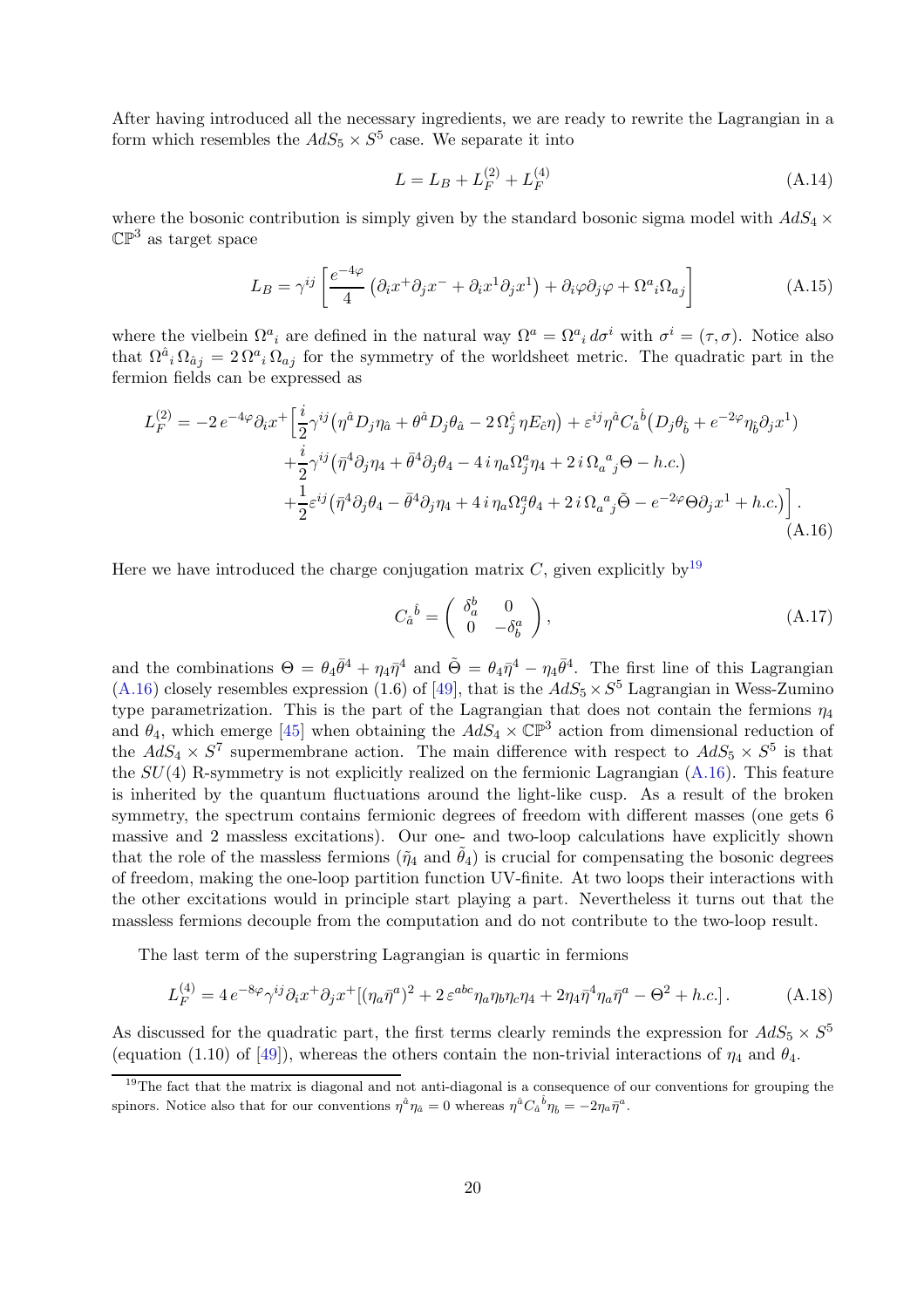After having introduced all the necessary ingredients, we are ready to rewrite the Lagrangian in a form which resembles the $AdS_5 \times S^5$ case. We separate it into

$$
L = L_B + L_F^{(2)} + L_F^{(4)} \tag{A.14}
$$

where the bosonic contribution is simply given by the standard bosonic sigma model with $AdS_4 \times \mathbb{CP}^3$ as target space

$$
L_B = \gamma^{ij} \left[ \frac{e^{-4\varphi}}{4} \left( \partial_i x^+ \partial_j x^- + \partial_i x^1 \partial_j x^1 \right) + \partial_i \varphi \partial_j \varphi + \Omega^a{}_i \Omega_{a j} \right] \tag{A.15}
$$

where the vielbein $\Omega^a{}_i$ are defined in the natural way $\Omega^a = \Omega^a{}_i \, d\sigma^i$ with $\sigma^i = (\tau, \sigma)$. Notice also that $\Omega^{\hat{a}}{}_i \, \Omega_{\hat{a} j} = 2 \, \Omega^a{}_i \, \Omega_{a j}$ for the symmetry of the worldsheet metric. The quadratic part in the fermion fields can be expressed as

$$
\begin{aligned}
L_F^{(2)} = -2\, e^{-4\varphi} \partial_i x^+ \Big[ & \frac{i}{2} \gamma^{ij} \big( \eta^{\hat{a}} D_j \eta_{\hat{a}} + \theta^{\hat{a}} D_j \theta_{\hat{a}} - 2\, \Omega_j^{\hat{c}} \, \eta E_{\hat{c}} \eta \big) + \varepsilon^{ij} \eta^{\hat{a}} C_{\hat{a}}{}^{\hat{b}} \big( D_j \theta_{\hat{b}} + e^{-2\varphi} \eta_{\hat{b}} \partial_j x^1 \big) \\
& + \frac{i}{2} \gamma^{ij} \big( \bar{\eta}^4 \partial_j \eta_4 + \bar{\theta}^4 \partial_j \theta_4 - 4\, i\, \eta_a \Omega_j^a \eta_4 + 2\, i\, \Omega_a{}^a{}_j \Theta - h.c. \big) \\
& + \frac{1}{2} \varepsilon^{ij} \big( \bar{\eta}^4 \partial_j \theta_4 - \bar{\theta}^4 \partial_j \eta_4 + 4\, i\, \eta_a \Omega_j^a \theta_4 + 2\, i\, \Omega_a{}^a{}_j \tilde{\Theta} - e^{-2\varphi} \Theta \partial_j x^1 + h.c. \big) \Big] \, .
\end{aligned} \tag{A.16}
$$

Here we have introduced the charge conjugation matrix $C$, given explicitly by[19]

$$
C_{\hat{a}}{}^{\hat{b}} = \begin{pmatrix} \delta_a^b & 0 \\ 0 & -\delta_b^a \end{pmatrix} , \tag{A.17}
$$

and the combinations $\Theta = \theta_4 \bar{\theta}^4 + \eta_4 \bar{\eta}^4$ and $\tilde{\Theta} = \theta_4 \bar{\eta}^4 - \eta_4 \bar{\theta}^4$. The first line of this Lagrangian (A.16) closely resembles expression (1.6) of [49], that is the $AdS_5 \times S^5$ Lagrangian in Wess-Zumino type parametrization. This is the part of the Lagrangian that does not contain the fermions $\eta_4$ and $\theta_4$, which emerge [45] when obtaining the $AdS_4 \times \mathbb{CP}^3$ action from dimensional reduction of the $AdS_4 \times S^7$ supermembrane action. The main difference with respect to $AdS_5 \times S^5$ is that the $SU(4)$ R-symmetry is not explicitly realized on the fermionic Lagrangian (A.16). This feature is inherited by the quantum fluctuations around the light-like cusp. As a result of the broken symmetry, the spectrum contains fermionic degrees of freedom with different masses (one gets 6 massive and 2 massless excitations). Our one- and two-loop calculations have explicitly shown that the role of the massless fermions ($\tilde{\eta}_4$ and $\tilde{\theta}_4$) is crucial for compensating the bosonic degrees of freedom, making the one-loop partition function UV-finite. At two loops their interactions with the other excitations would in principle start playing a part. Nevertheless it turns out that the massless fermions decouple from the computation and do not contribute to the two-loop result.

The last term of the superstring Lagrangian is quartic in fermions

$$
L_F^{(4)} = 4\, e^{-8\varphi} \gamma^{ij} \partial_i x^+ \partial_j x^+ [ (\eta_a \bar{\eta}^a)^2 + 2\, \varepsilon^{abc} \eta_a \eta_b \eta_c \eta_4 + 2 \eta_4 \bar{\eta}^4 \eta_a \bar{\eta}^a - \Theta^2 + h.c. ] \, . \tag{A.18}
$$

As discussed for the quadratic part, the first terms clearly reminds the expression for $AdS_5 \times S^5$ (equation (1.10) of [49]), whereas the others contain the non-trivial interactions of $\eta_4$ and $\theta_4$.

[19] The fact that the matrix is diagonal and not anti-diagonal is a consequence of our conventions for grouping the spinors. Notice also that for our conventions $\eta^{\hat{a}} \eta_{\hat{a}} = 0$ whereas $\eta^{\hat{a}} C_{\hat{a}}{}^{\hat{b}} \eta_b = -2 \eta_a \bar{\eta}^a$.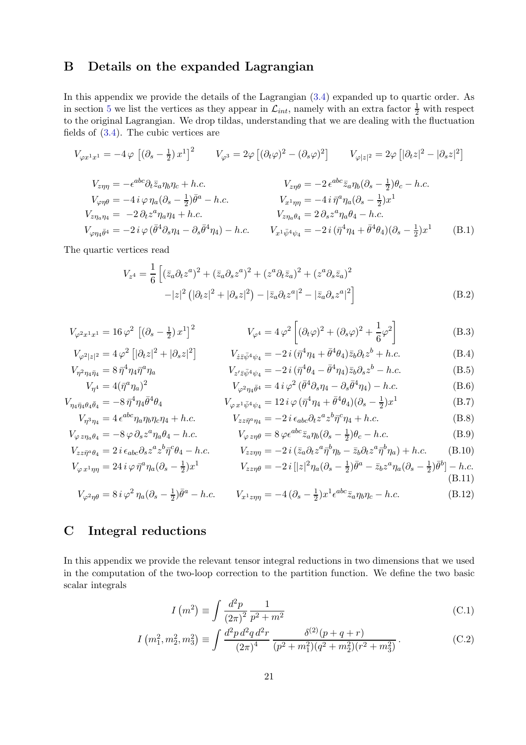## B Details on the expanded Lagrangian

In this appendix we provide the details of the Lagrangian (3.4) expanded up to quartic order. As in section 5 we list the vertices as they appear in $\mathcal{L}_{int}$, namely with an extra factor $\frac{1}{2}$ with respect to the original Lagrangian. We drop tildas, understanding that we are dealing with the fluctuation fields of (3.4). The cubic vertices are

$$
V_{\varphi x^1 x^1} = -4\,\varphi\,\left[(\partial_s - \tfrac{1}{2})\,x^1\right]^2 \qquad V_{\varphi^3} = 2\varphi\left[(\partial_t\varphi)^2 - (\partial_s\varphi)^2\right] \qquad V_{\varphi|z|^2} = 2\varphi\left[|\partial_t z|^2 - |\partial_s z|^2\right]
$$

$$
\begin{aligned}
V_{z\eta\eta} &= -\epsilon^{abc}\partial_t\bar{z}_a\eta_b\eta_c + h.c. & V_{z\eta\theta} &= -2\,\epsilon^{abc}\bar{z}_a\eta_b(\partial_s - \tfrac{1}{2})\theta_c - h.c. \\
V_{\varphi\eta\theta} &= -4\,i\,\varphi\,\eta_a(\partial_s - \tfrac{1}{2})\bar{\theta}^a - h.c. & V_{x^1\eta\eta} &= -4\,i\,\bar{\eta}^a\eta_a(\partial_s - \tfrac{1}{2})x^1 \\
V_{z\eta_a\eta_4} &= -2\,\partial_t z^a\eta_a\eta_4 + h.c. & V_{z\eta_a\theta_4} &= 2\,\partial_s z^a\eta_a\theta_4 - h.c. \\
V_{\varphi\eta_4\bar{\theta}^4} &= -2\,i\,\varphi\,(\bar{\theta}^4\partial_s\eta_4 - \partial_s\bar{\theta}^4\eta_4) - h.c. & V_{x^1\bar{\psi}^4\psi_4} &= -2\,i\,(\bar{\eta}^4\eta_4 + \bar{\theta}^4\theta_4)(\partial_s - \tfrac{1}{2})x^1
\end{aligned}
\tag{B.1}
$$

The quartic vertices read

$$
\begin{aligned}
V_{z^4} = \frac{1}{6}\Big[&(\bar{z}_a\partial_t z^a)^2 + (\bar{z}_a\partial_s z^a)^2 + (z^a\partial_t\bar{z}_a)^2 + (z^a\partial_s\bar{z}_a)^2 \\
&-|z|^2\left(|\partial_t z|^2 + |\partial_s z|^2\right) - |\bar{z}_a\partial_t z^a|^2 - |\bar{z}_a\partial_s z^a|^2\Big]
\end{aligned}
\tag{B.2}
$$

$$
V_{\varphi^2 x^1 x^1} = 16\,\varphi^2\,\left[(\partial_s - \tfrac{1}{2})\,x^1\right]^2 \qquad V_{\varphi^4} = 4\,\varphi^2\left[(\partial_t\varphi)^2 + (\partial_s\varphi)^2 + \frac{1}{6}\varphi^2\right] \tag{B.3}
$$

$$
V_{\varphi^2|z|^2} = 4\,\varphi^2\left[|\partial_t z|^2 + |\partial_s z|^2\right] \qquad V_{\dot{z}\bar{z}\bar{\psi}^4\psi_4} = -2\,i\,(\bar{\eta}^4\eta_4 + \bar{\theta}^4\theta_4)\bar{z}_b\partial_t z^b + h.c. \tag{B.4}
$$

$$
V_{\eta^2\eta_4\bar{\eta}_4} = 8\,\bar{\eta}^4\eta_4\bar{\eta}^a\eta_a \qquad V_{z'\bar{z}\bar{\psi}^4\psi_4} = -2\,i\,(\bar{\eta}^4\theta_4 - \bar{\theta}^4\eta_4)\bar{z}_b\partial_s z^b - h.c. \tag{B.5}
$$

$$
V_{\eta^4} = 4(\bar{\eta}^a\eta_a)^2 \qquad V_{\varphi^2\eta_4\bar{\theta}^4} = 4\,i\,\varphi^2\,(\bar{\theta}^4\partial_s\eta_4 - \partial_s\bar{\theta}^4\eta_4) - h.c. \tag{B.6}
$$

$$
V_{\eta_4\bar{\eta}_4\theta_4\bar{\theta}_4} = -8\,\bar{\eta}^4\eta_4\bar{\theta}^4\theta_4 \qquad V_{\varphi x^1\bar{\psi}^4\psi_4} = 12\,i\,\varphi\,(\bar{\eta}^4\eta_4 + \bar{\theta}^4\theta_4)(\partial_s - \tfrac{1}{2})x^1 \tag{B.7}
$$

$$
V_{\eta^3\eta_4} = 4\,\epsilon^{abc}\eta_a\eta_b\eta_c\eta_4 + h.c. \qquad V_{zz\bar{\eta}^a\eta_4} = -2\,i\,\epsilon_{abc}\partial_t z^a z^b\bar{\eta}^c\eta_4 + h.c. \tag{B.8}
$$

$$
V_{\varphi\, z\eta_a\theta_4} = -8\,\varphi\,\partial_s z^a\eta_a\theta_4 - h.c. \qquad V_{\varphi\, z\eta\theta} = 8\,\varphi\epsilon^{abc}\bar{z}_a\eta_b(\partial_s - \tfrac{1}{2})\theta_c - h.c. \tag{B.9}
$$

$$
V_{zz\bar{\eta}^a\theta_4} = 2\,i\,\epsilon_{abc}\partial_s z^a z^b\bar{\eta}^c\theta_4 - h.c. \qquad V_{zz\eta\eta} = -2\,i\,(\bar{z}_a\partial_t z^a\bar{\eta}^b\eta_b - \bar{z}_b\partial_t z^a\bar{\eta}^b\eta_a) + h.c. \tag{B.10}
$$

$$
V_{\varphi\, x^1\eta\eta} = 24\,i\,\varphi\,\bar{\eta}^a\eta_a(\partial_s - \tfrac{1}{2})x^1 \qquad V_{zz\eta\theta} = -2\,i\left[|z|^2\eta_a(\partial_s - \tfrac{1}{2})\bar{\theta}^a - \bar{z}_b z^a\eta_a(\partial_s - \tfrac{1}{2})\bar{\theta}^b\right] - h.c. \tag{B.11}
$$

$$
V_{\varphi^2\eta\theta} = 8\,i\,\varphi^2\,\eta_a(\partial_s - \tfrac{1}{2})\bar{\theta}^a - h.c. \qquad V_{x^1 z\eta\eta} = -4\,(\partial_s - \tfrac{1}{2})x^1\epsilon^{abc}\bar{z}_a\eta_b\eta_c - h.c. \tag{B.12}
$$

## C Integral reductions

In this appendix we provide the relevant tensor integral reductions in two dimensions that we used in the computation of the two-loop correction to the partition function. We define the two basic scalar integrals

$$
I\left(m^2\right) \equiv \int \frac{d^2p}{(2\pi)^2}\,\frac{1}{p^2 + m^2} \tag{C.1}
$$

$$
I\left(m_1^2, m_2^2, m_3^2\right) \equiv \int \frac{d^2p\,d^2q\,d^2r}{(2\pi)^4}\,\frac{\delta^{(2)}(p+q+r)}{(p^2 + m_1^2)(q^2 + m_2^2)(r^2 + m_3^2)}\,. \tag{C.2}
$$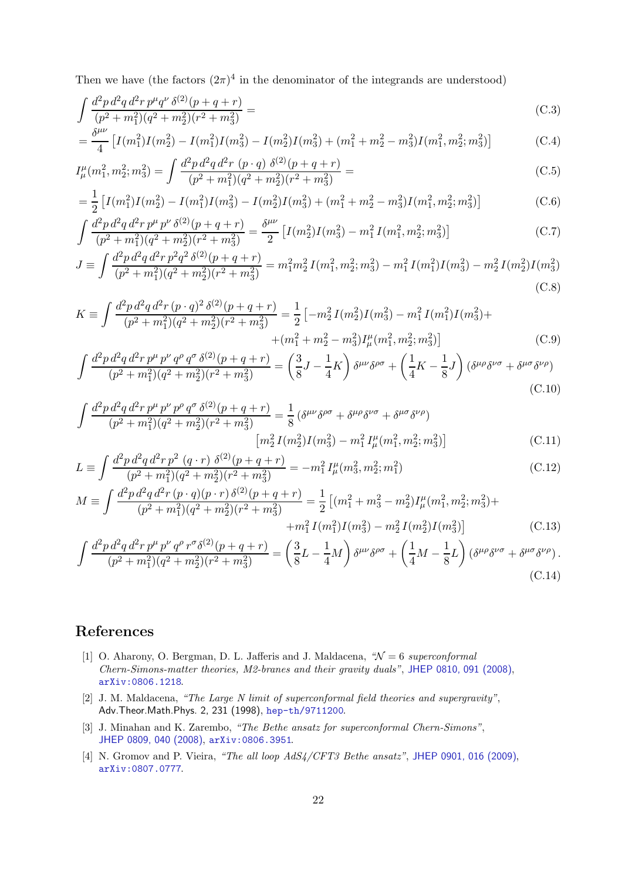Then we have (the factors $(2\pi)^4$ in the denominator of the integrands are understood)

$$\int \frac{d^2p\, d^2q\, d^2r\, p^\mu q^\nu\, \delta^{(2)}(p+q+r)}{(p^2+m_1^2)(q^2+m_2^2)(r^2+m_3^2)} = \tag{C.3}$$

$$= \frac{\delta^{\mu\nu}}{4}\left[I(m_1^2)I(m_2^2) - I(m_1^2)I(m_3^2) - I(m_2^2)I(m_3^2) + (m_1^2+m_2^2-m_3^2)I(m_1^2,m_2^2;m_3^2)\right] \tag{C.4}$$

$$I^\mu_\mu(m_1^2,m_2^2;m_3^2) = \int \frac{d^2p\, d^2q\, d^2r\, (p\cdot q)\, \delta^{(2)}(p+q+r)}{(p^2+m_1^2)(q^2+m_2^2)(r^2+m_3^2)} = \tag{C.5}$$

$$= \frac{1}{2}\left[I(m_1^2)I(m_2^2) - I(m_1^2)I(m_3^2) - I(m_2^2)I(m_3^2) + (m_1^2+m_2^2-m_3^2)I(m_1^2,m_2^2;m_3^2)\right] \tag{C.6}$$

$$\int \frac{d^2p\, d^2q\, d^2r\, p^\mu\, p^\nu\, \delta^{(2)}(p+q+r)}{(p^2+m_1^2)(q^2+m_2^2)(r^2+m_3^2)} = \frac{\delta^{\mu\nu}}{2}\left[I(m_2^2)I(m_3^2) - m_1^2\, I(m_1^2,m_2^2;m_3^2)\right] \tag{C.7}$$

$$J \equiv \int \frac{d^2p\, d^2q\, d^2r\, p^2q^2\, \delta^{(2)}(p+q+r)}{(p^2+m_1^2)(q^2+m_2^2)(r^2+m_3^2)} = m_1^2m_2^2\, I(m_1^2,m_2^2;m_3^2) - m_1^2\, I(m_1^2)I(m_3^2) - m_2^2\, I(m_2^2)I(m_3^2) \tag{C.8}$$

$$K \equiv \int \frac{d^2p\, d^2q\, d^2r\, (p\cdot q)^2\, \delta^{(2)}(p+q+r)}{(p^2+m_1^2)(q^2+m_2^2)(r^2+m_3^2)} = \frac{1}{2}\left[-m_2^2\, I(m_2^2)I(m_3^2) - m_1^2\, I(m_1^2)I(m_3^2) + \right. \\ \left. +(m_1^2+m_2^2-m_3^2)I^\mu_\mu(m_1^2,m_2^2;m_3^2)\right] \tag{C.9}$$

$$\int \frac{d^2p\, d^2q\, d^2r\, p^\mu\, p^\nu\, q^\rho\, q^\sigma\, \delta^{(2)}(p+q+r)}{(p^2+m_1^2)(q^2+m_2^2)(r^2+m_3^2)} = \left(\frac{3}{8}J - \frac{1}{4}K\right)\delta^{\mu\nu}\delta^{\rho\sigma} + \left(\frac{1}{4}K - \frac{1}{8}J\right)\left(\delta^{\mu\rho}\delta^{\nu\sigma} + \delta^{\mu\sigma}\delta^{\nu\rho}\right) \tag{C.10}$$

$$\int \frac{d^2p\, d^2q\, d^2r\, p^\mu\, p^\nu\, p^\rho\, q^\sigma\, \delta^{(2)}(p+q+r)}{(p^2+m_1^2)(q^2+m_2^2)(r^2+m_3^2)} = \frac{1}{8}\left(\delta^{\mu\nu}\delta^{\rho\sigma} + \delta^{\mu\rho}\delta^{\nu\sigma} + \delta^{\mu\sigma}\delta^{\nu\rho}\right) \\ \left[m_2^2\, I(m_2^2)I(m_3^2) - m_1^2\, I^\mu_\mu(m_1^2,m_2^2;m_3^2)\right] \tag{C.11}$$

$$L \equiv \int \frac{d^2p\, d^2q\, d^2r\, p^2\, (q\cdot r)\, \delta^{(2)}(p+q+r)}{(p^2+m_1^2)(q^2+m_2^2)(r^2+m_3^2)} = -m_1^2\, I^\mu_\mu(m_3^2,m_2^2;m_1^2) \tag{C.12}$$

$$M \equiv \int \frac{d^2p\, d^2q\, d^2r\, (p\cdot q)(p\cdot r)\, \delta^{(2)}(p+q+r)}{(p^2+m_1^2)(q^2+m_2^2)(r^2+m_3^2)} = \frac{1}{2}\left[(m_1^2+m_3^2-m_2^2)I^\mu_\mu(m_1^2,m_2^2;m_3^2) + \right. \\ \left. + m_1^2\, I(m_1^2)I(m_3^2) - m_2^2\, I(m_2^2)I(m_3^2)\right] \tag{C.13}$$

$$\int \frac{d^2p\, d^2q\, d^2r\, p^\mu\, p^\nu\, q^\rho\, r^\sigma \delta^{(2)}(p+q+r)}{(p^2+m_1^2)(q^2+m_2^2)(r^2+m_3^2)} = \left(\frac{3}{8}L - \frac{1}{4}M\right)\delta^{\mu\nu}\delta^{\rho\sigma} + \left(\frac{1}{4}M - \frac{1}{8}L\right)\left(\delta^{\mu\rho}\delta^{\nu\sigma} + \delta^{\mu\sigma}\delta^{\nu\rho}\right). \tag{C.14}$$

## References

[1] O. Aharony, O. Bergman, D. L. Jafferis and J. Maldacena, *"$\mathcal{N}=6$ superconformal Chern-Simons-matter theories, M2-branes and their gravity duals"*, JHEP 0810, 091 (2008), arXiv:0806.1218.

[2] J. M. Maldacena, *"The Large N limit of superconformal field theories and supergravity"*, Adv.Theor.Math.Phys. 2, 231 (1998), hep-th/9711200.

[3] J. Minahan and K. Zarembo, *"The Bethe ansatz for superconformal Chern-Simons"*, JHEP 0809, 040 (2008), arXiv:0806.3951.

[4] N. Gromov and P. Vieira, *"The all loop AdS4/CFT3 Bethe ansatz"*, JHEP 0901, 016 (2009), arXiv:0807.0777.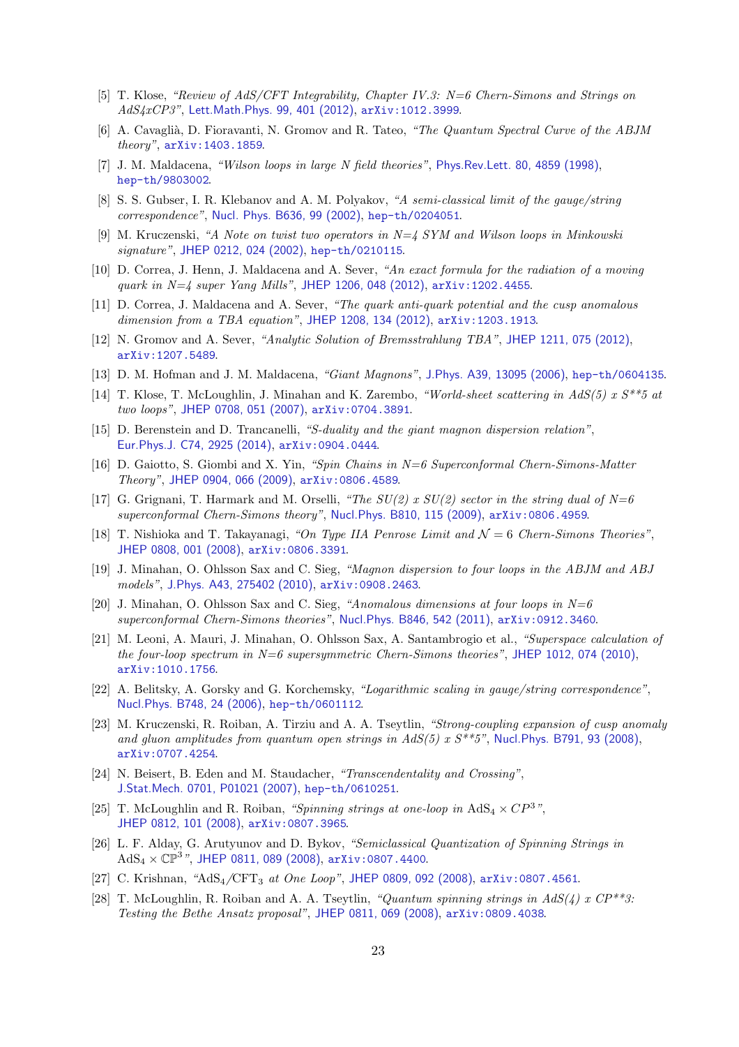[5] T. Klose, *"Review of AdS/CFT Integrability, Chapter IV.3: N=6 Chern-Simons and Strings on AdS4xCP3"*, Lett.Math.Phys. 99, 401 (2012), arXiv:1012.3999.

[6] A. Cavaglià, D. Fioravanti, N. Gromov and R. Tateo, *"The Quantum Spectral Curve of the ABJM theory"*, arXiv:1403.1859.

[7] J. M. Maldacena, *"Wilson loops in large N field theories"*, Phys.Rev.Lett. 80, 4859 (1998), hep-th/9803002.

[8] S. S. Gubser, I. R. Klebanov and A. M. Polyakov, *"A semi-classical limit of the gauge/string correspondence"*, Nucl. Phys. B636, 99 (2002), hep-th/0204051.

[9] M. Kruczenski, *"A Note on twist two operators in N=4 SYM and Wilson loops in Minkowski signature"*, JHEP 0212, 024 (2002), hep-th/0210115.

[10] D. Correa, J. Henn, J. Maldacena and A. Sever, *"An exact formula for the radiation of a moving quark in N=4 super Yang Mills"*, JHEP 1206, 048 (2012), arXiv:1202.4455.

[11] D. Correa, J. Maldacena and A. Sever, *"The quark anti-quark potential and the cusp anomalous dimension from a TBA equation"*, JHEP 1208, 134 (2012), arXiv:1203.1913.

[12] N. Gromov and A. Sever, *"Analytic Solution of Bremsstrahlung TBA"*, JHEP 1211, 075 (2012), arXiv:1207.5489.

[13] D. M. Hofman and J. M. Maldacena, *"Giant Magnons"*, J.Phys. A39, 13095 (2006), hep-th/0604135.

[14] T. Klose, T. McLoughlin, J. Minahan and K. Zarembo, *"World-sheet scattering in AdS(5) x S**5 at two loops"*, JHEP 0708, 051 (2007), arXiv:0704.3891.

[15] D. Berenstein and D. Trancanelli, *"S-duality and the giant magnon dispersion relation"*, Eur.Phys.J. C74, 2925 (2014), arXiv:0904.0444.

[16] D. Gaiotto, S. Giombi and X. Yin, *"Spin Chains in N=6 Superconformal Chern-Simons-Matter Theory"*, JHEP 0904, 066 (2009), arXiv:0806.4589.

[17] G. Grignani, T. Harmark and M. Orselli, *"The SU(2) x SU(2) sector in the string dual of N=6 superconformal Chern-Simons theory"*, Nucl.Phys. B810, 115 (2009), arXiv:0806.4959.

[18] T. Nishioka and T. Takayanagi, *"On Type IIA Penrose Limit and $\mathcal{N} = 6$ Chern-Simons Theories"*, JHEP 0808, 001 (2008), arXiv:0806.3391.

[19] J. Minahan, O. Ohlsson Sax and C. Sieg, *"Magnon dispersion to four loops in the ABJM and ABJ models"*, J.Phys. A43, 275402 (2010), arXiv:0908.2463.

[20] J. Minahan, O. Ohlsson Sax and C. Sieg, *"Anomalous dimensions at four loops in N=6 superconformal Chern-Simons theories"*, Nucl.Phys. B846, 542 (2011), arXiv:0912.3460.

[21] M. Leoni, A. Mauri, J. Minahan, O. Ohlsson Sax, A. Santambrogio et al., *"Superspace calculation of the four-loop spectrum in N=6 supersymmetric Chern-Simons theories"*, JHEP 1012, 074 (2010), arXiv:1010.1756.

[22] A. Belitsky, A. Gorsky and G. Korchemsky, *"Logarithmic scaling in gauge/string correspondence"*, Nucl.Phys. B748, 24 (2006), hep-th/0601112.

[23] M. Kruczenski, R. Roiban, A. Tirziu and A. A. Tseytlin, *"Strong-coupling expansion of cusp anomaly and gluon amplitudes from quantum open strings in AdS(5) x S**5"*, Nucl.Phys. B791, 93 (2008), arXiv:0707.4254.

[24] N. Beisert, B. Eden and M. Staudacher, *"Transcendentality and Crossing"*, J.Stat.Mech. 0701, P01021 (2007), hep-th/0610251.

[25] T. McLoughlin and R. Roiban, *"Spinning strings at one-loop in $\mathrm{AdS}_4 \times CP^3$"*, JHEP 0812, 101 (2008), arXiv:0807.3965.

[26] L. F. Alday, G. Arutyunov and D. Bykov, *"Semiclassical Quantization of Spinning Strings in $\mathrm{AdS}_4 \times \mathbb{CP}^3$"*, JHEP 0811, 089 (2008), arXiv:0807.4400.

[27] C. Krishnan, *"$\mathrm{AdS}_4/\mathrm{CFT}_3$ at One Loop"*, JHEP 0809, 092 (2008), arXiv:0807.4561.

[28] T. McLoughlin, R. Roiban and A. A. Tseytlin, *"Quantum spinning strings in AdS(4) x CP**3: Testing the Bethe Ansatz proposal"*, JHEP 0811, 069 (2008), arXiv:0809.4038.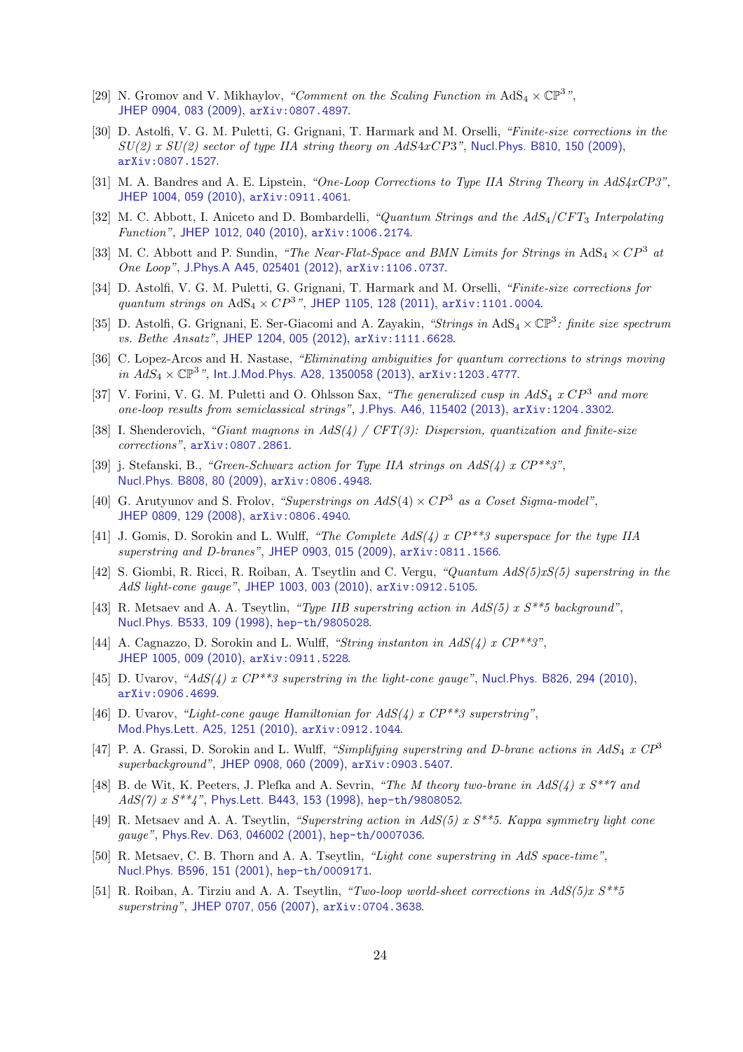[29] N. Gromov and V. Mikhaylov, *"Comment on the Scaling Function in* $\mathrm{AdS}_4 \times \mathbb{CP}^3$*"*, JHEP 0904, 083 (2009), arXiv:0807.4897.

[30] D. Astolfi, V. G. M. Puletti, G. Grignani, T. Harmark and M. Orselli, *"Finite-size corrections in the SU(2) x SU(2) sector of type IIA string theory on AdS4xCP3"*, Nucl.Phys. B810, 150 (2009), arXiv:0807.1527.

[31] M. A. Bandres and A. E. Lipstein, *"One-Loop Corrections to Type IIA String Theory in AdS4xCP3"*, JHEP 1004, 059 (2010), arXiv:0911.4061.

[32] M. C. Abbott, I. Aniceto and D. Bombardelli, *"Quantum Strings and the* $AdS_4/CFT_3$ *Interpolating Function"*, JHEP 1012, 040 (2010), arXiv:1006.2174.

[33] M. C. Abbott and P. Sundin, *"The Near-Flat-Space and BMN Limits for Strings in* $\mathrm{AdS}_4 \times CP^3$ *at One Loop"*, J.Phys.A A45, 025401 (2012), arXiv:1106.0737.

[34] D. Astolfi, V. G. M. Puletti, G. Grignani, T. Harmark and M. Orselli, *"Finite-size corrections for quantum strings on* $\mathrm{AdS}_4 \times CP^3$*"*, JHEP 1105, 128 (2011), arXiv:1101.0004.

[35] D. Astolfi, G. Grignani, E. Ser-Giacomi and A. Zayakin, *"Strings in* $\mathrm{AdS}_4 \times \mathbb{CP}^3$*: finite size spectrum vs. Bethe Ansatz"*, JHEP 1204, 005 (2012), arXiv:1111.6628.

[36] C. Lopez-Arcos and H. Nastase, *"Eliminating ambiguities for quantum corrections to strings moving in* $AdS_4 \times \mathbb{CP}^3$*"*, Int.J.Mod.Phys. A28, 1350058 (2013), arXiv:1203.4777.

[37] V. Forini, V. G. M. Puletti and O. Ohlsson Sax, *"The generalized cusp in* $AdS_4$ *x* $CP^3$ *and more one-loop results from semiclassical strings"*, J.Phys. A46, 115402 (2013), arXiv:1204.3302.

[38] I. Shenderovich, *"Giant magnons in AdS(4) / CFT(3): Dispersion, quantization and finite-size corrections"*, arXiv:0807.2861.

[39] j. Stefanski, B., *"Green-Schwarz action for Type IIA strings on AdS(4) x CP\*\*3"*, Nucl.Phys. B808, 80 (2009), arXiv:0806.4948.

[40] G. Arutyunov and S. Frolov, *"Superstrings on* $AdS(4) \times CP^3$ *as a Coset Sigma-model"*, JHEP 0809, 129 (2008), arXiv:0806.4940.

[41] J. Gomis, D. Sorokin and L. Wulff, *"The Complete AdS(4) x CP\*\*3 superspace for the type IIA superstring and D-branes"*, JHEP 0903, 015 (2009), arXiv:0811.1566.

[42] S. Giombi, R. Ricci, R. Roiban, A. Tseytlin and C. Vergu, *"Quantum AdS(5)xS(5) superstring in the AdS light-cone gauge"*, JHEP 1003, 003 (2010), arXiv:0912.5105.

[43] R. Metsaev and A. A. Tseytlin, *"Type IIB superstring action in AdS(5) x S\*\*5 background"*, Nucl.Phys. B533, 109 (1998), hep-th/9805028.

[44] A. Cagnazzo, D. Sorokin and L. Wulff, *"String instanton in AdS(4) x CP\*\*3"*, JHEP 1005, 009 (2010), arXiv:0911.5228.

[45] D. Uvarov, *"AdS(4) x CP\*\*3 superstring in the light-cone gauge"*, Nucl.Phys. B826, 294 (2010), arXiv:0906.4699.

[46] D. Uvarov, *"Light-cone gauge Hamiltonian for AdS(4) x CP\*\*3 superstring"*, Mod.Phys.Lett. A25, 1251 (2010), arXiv:0912.1044.

[47] P. A. Grassi, D. Sorokin and L. Wulff, *"Simplifying superstring and D-brane actions in* $AdS_4$ *x* $CP^3$ *superbackground"*, JHEP 0908, 060 (2009), arXiv:0903.5407.

[48] B. de Wit, K. Peeters, J. Plefka and A. Sevrin, *"The M theory two-brane in AdS(4) x S\*\*7 and AdS(7) x S\*\*4"*, Phys.Lett. B443, 153 (1998), hep-th/9808052.

[49] R. Metsaev and A. A. Tseytlin, *"Superstring action in AdS(5) x S\*\*5. Kappa symmetry light cone gauge"*, Phys.Rev. D63, 046002 (2001), hep-th/0007036.

[50] R. Metsaev, C. B. Thorn and A. A. Tseytlin, *"Light cone superstring in AdS space-time"*, Nucl.Phys. B596, 151 (2001), hep-th/0009171.

[51] R. Roiban, A. Tirziu and A. A. Tseytlin, *"Two-loop world-sheet corrections in AdS(5)x S\*\*5 superstring"*, JHEP 0707, 056 (2007), arXiv:0704.3638.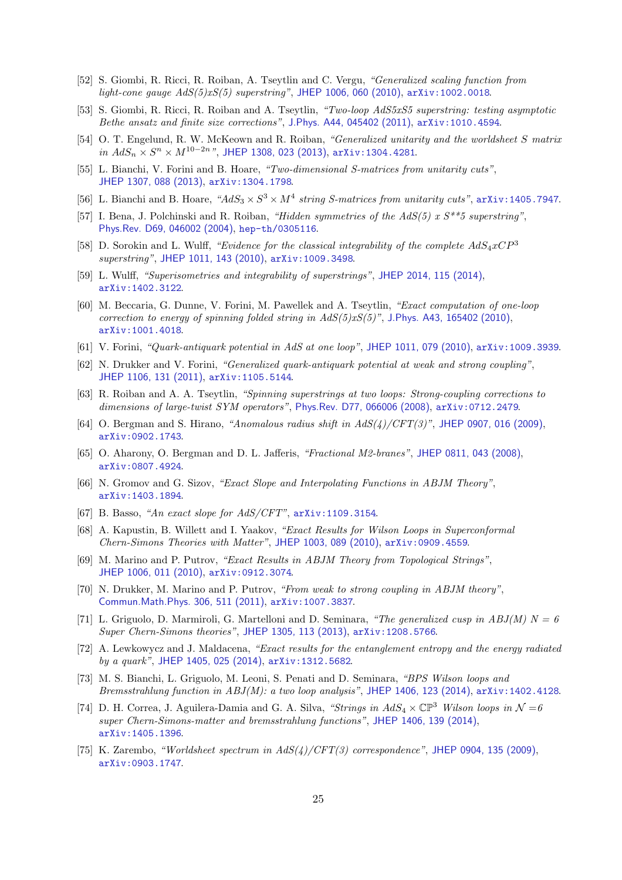[52] S. Giombi, R. Ricci, R. Roiban, A. Tseytlin and C. Vergu, *"Generalized scaling function from light-cone gauge AdS(5)xS(5) superstring"*, JHEP 1006, 060 (2010), arXiv:1002.0018.

[53] S. Giombi, R. Ricci, R. Roiban and A. Tseytlin, *"Two-loop AdS5xS5 superstring: testing asymptotic Bethe ansatz and finite size corrections"*, J.Phys. A44, 045402 (2011), arXiv:1010.4594.

[54] O. T. Engelund, R. W. McKeown and R. Roiban, *"Generalized unitarity and the worldsheet S matrix in $AdS_n \times S^n \times M^{10-2n}$"*, JHEP 1308, 023 (2013), arXiv:1304.4281.

[55] L. Bianchi, V. Forini and B. Hoare, *"Two-dimensional S-matrices from unitarity cuts"*, JHEP 1307, 088 (2013), arXiv:1304.1798.

[56] L. Bianchi and B. Hoare, *"$AdS_3 \times S^3 \times M^4$ string S-matrices from unitarity cuts"*, arXiv:1405.7947.

[57] I. Bena, J. Polchinski and R. Roiban, *"Hidden symmetries of the AdS(5) x S**5 superstring"*, Phys.Rev. D69, 046002 (2004), hep-th/0305116.

[58] D. Sorokin and L. Wulff, *"Evidence for the classical integrability of the complete $AdS_4xCP^3$ superstring"*, JHEP 1011, 143 (2010), arXiv:1009.3498.

[59] L. Wulff, *"Superisometries and integrability of superstrings"*, JHEP 2014, 115 (2014), arXiv:1402.3122.

[60] M. Beccaria, G. Dunne, V. Forini, M. Pawellek and A. Tseytlin, *"Exact computation of one-loop correction to energy of spinning folded string in AdS(5)xS(5)"*, J.Phys. A43, 165402 (2010), arXiv:1001.4018.

[61] V. Forini, *"Quark-antiquark potential in AdS at one loop"*, JHEP 1011, 079 (2010), arXiv:1009.3939.

[62] N. Drukker and V. Forini, *"Generalized quark-antiquark potential at weak and strong coupling"*, JHEP 1106, 131 (2011), arXiv:1105.5144.

[63] R. Roiban and A. A. Tseytlin, *"Spinning superstrings at two loops: Strong-coupling corrections to dimensions of large-twist SYM operators"*, Phys.Rev. D77, 066006 (2008), arXiv:0712.2479.

[64] O. Bergman and S. Hirano, *"Anomalous radius shift in AdS(4)/CFT(3)"*, JHEP 0907, 016 (2009), arXiv:0902.1743.

[65] O. Aharony, O. Bergman and D. L. Jafferis, *"Fractional M2-branes"*, JHEP 0811, 043 (2008), arXiv:0807.4924.

[66] N. Gromov and G. Sizov, *"Exact Slope and Interpolating Functions in ABJM Theory"*, arXiv:1403.1894.

[67] B. Basso, *"An exact slope for AdS/CFT"*, arXiv:1109.3154.

[68] A. Kapustin, B. Willett and I. Yaakov, *"Exact Results for Wilson Loops in Superconformal Chern-Simons Theories with Matter"*, JHEP 1003, 089 (2010), arXiv:0909.4559.

[69] M. Marino and P. Putrov, *"Exact Results in ABJM Theory from Topological Strings"*, JHEP 1006, 011 (2010), arXiv:0912.3074.

[70] N. Drukker, M. Marino and P. Putrov, *"From weak to strong coupling in ABJM theory"*, Commun.Math.Phys. 306, 511 (2011), arXiv:1007.3837.

[71] L. Griguolo, D. Marmiroli, G. Martelloni and D. Seminara, *"The generalized cusp in ABJ(M) $N = 6$ Super Chern-Simons theories"*, JHEP 1305, 113 (2013), arXiv:1208.5766.

[72] A. Lewkowycz and J. Maldacena, *"Exact results for the entanglement entropy and the energy radiated by a quark"*, JHEP 1405, 025 (2014), arXiv:1312.5682.

[73] M. S. Bianchi, L. Griguolo, M. Leoni, S. Penati and D. Seminara, *"BPS Wilson loops and Bremsstrahlung function in ABJ(M): a two loop analysis"*, JHEP 1406, 123 (2014), arXiv:1402.4128.

[74] D. H. Correa, J. Aguilera-Damia and G. A. Silva, *"Strings in $AdS_4 \times \mathbb{CP}^3$ Wilson loops in $\mathcal{N} = 6$ super Chern-Simons-matter and bremsstrahlung functions"*, JHEP 1406, 139 (2014), arXiv:1405.1396.

[75] K. Zarembo, *"Worldsheet spectrum in AdS(4)/CFT(3) correspondence"*, JHEP 0904, 135 (2009), arXiv:0903.1747.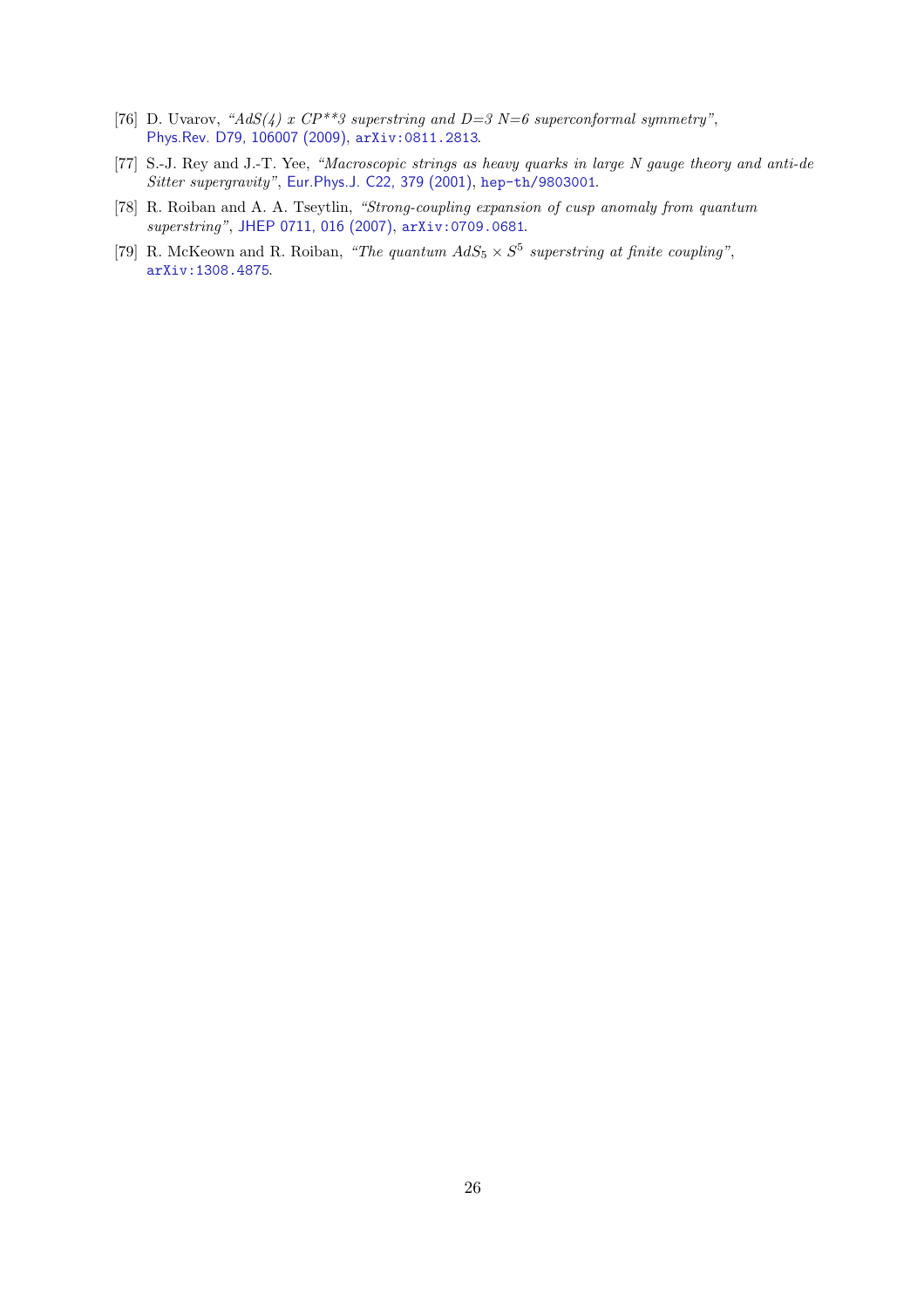[76] D. Uvarov, *"AdS(4) x CP**3 superstring and D=3 N=6 superconformal symmetry"*, Phys.Rev. D79, 106007 (2009), arXiv:0811.2813.

[77] S.-J. Rey and J.-T. Yee, *"Macroscopic strings as heavy quarks in large N gauge theory and anti-de Sitter supergravity"*, Eur.Phys.J. C22, 379 (2001), hep-th/9803001.

[78] R. Roiban and A. A. Tseytlin, *"Strong-coupling expansion of cusp anomaly from quantum superstring"*, JHEP 0711, 016 (2007), arXiv:0709.0681.

[79] R. McKeown and R. Roiban, *"The quantum $AdS_5 \times S^5$ superstring at finite coupling"*, arXiv:1308.4875.